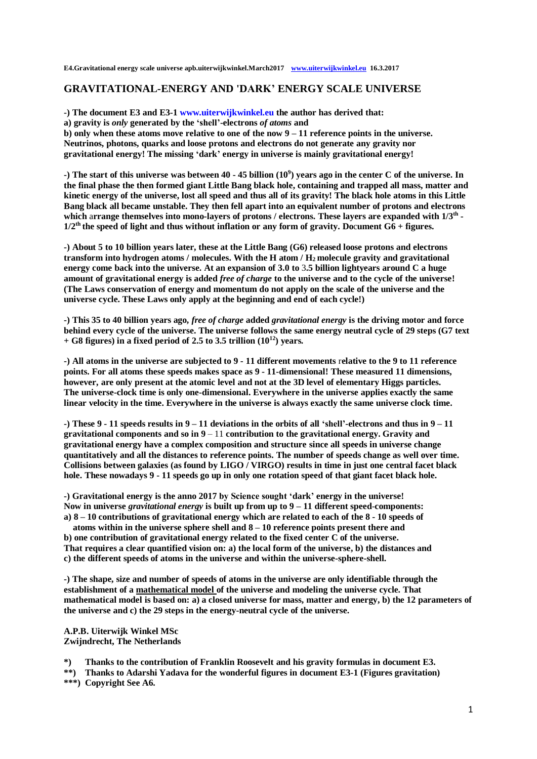# GRAVITATIONAL-ENERGY AND 'DARK' ENERGY SCALE UNIVERSE

**-) The document E3 and E3-1 www.uiterwijkwinkel.eu the author has derived that:**
**a) gravity is *only* generated by the 'shell'-electrons *of atoms* and**
**b) only when these atoms move relative to one of the now 9 – 11 reference points in the universe. Neutrinos, photons, quarks and loose protons and electrons do not generate any gravity nor gravitational energy! The missing 'dark' energy in universe is mainly gravitational energy!**

**-) The start of this universe was between 40 - 45 billion ($10^9$) years ago in the center C of the universe. In the final phase the then formed giant Little Bang black hole, containing and trapped all mass, matter and kinetic energy of the universe, lost all speed and thus all of its gravity! The black hole atoms in this Little Bang black all became unstable. They then fell apart into an equivalent number of protons and electrons which arrange themselves into mono-layers of protons / electrons. These layers are expanded with $1/3^{th}$ - $1/2^{th}$ the speed of light and thus without inflation or any form of gravity. Document G6 + figures.**

**-) About 5 to 10 billion years later, these at the Little Bang (G6) released loose protons and electrons transform into hydrogen atoms / molecules. With the H atom / $H_2$ molecule gravity and gravitational energy come back into the universe. At an expansion of 3.0 to 3.5 billion lightyears around C a huge amount of gravitational energy is added *free of charge* to the universe and to the cycle of the universe! (The Laws conservation of energy and momentum do not apply on the scale of the universe and the universe cycle. These Laws only apply at the beginning and end of each cycle!)**

**-) This 35 to 40 billion years ago, *free of charge* added *gravitational energy* is the driving motor and force behind every cycle of the universe. The universe follows the same energy neutral cycle of 29 steps (G7 text + G8 figures) in a fixed period of 2.5 to 3.5 trillion ($10^{12}$) years.**

**-) All atoms in the universe are subjected to 9 - 11 different movements relative to the 9 to 11 reference points. For all atoms these speeds makes space as 9 - 11-dimensional! These measured 11 dimensions, however, are only present at the atomic level and not at the 3D level of elementary Higgs particles. The universe-clock time is only one-dimensional. Everywhere in the universe applies exactly the same linear velocity in the time. Everywhere in the universe is always exactly the same universe clock time.**

**-) These 9 - 11 speeds results in 9 – 11 deviations in the orbits of all 'shell'-electrons and thus in 9 – 11 gravitational components and so in 9 – 11 contribution to the gravitational energy. Gravity and gravitational energy have a complex composition and structure since all speeds in universe change quantitatively and all the distances to reference points. The number of speeds change as well over time. Collisions between galaxies (as found by LIGO / VIRGO) results in time in just one central facet black hole. These nowadays 9 - 11 speeds go up in only one rotation speed of that giant facet black hole.**

**-) Gravitational energy is the anno 2017 by Science sought 'dark' energy in the universe!**
**Now in universe *gravitational energy* is built up from up to 9 – 11 different speed-components:**
**a) 8 – 10 contributions of gravitational energy which are related to each of the 8 - 10 speeds of atoms within in the universe sphere shell and 8 – 10 reference points present there and**
**b) one contribution of gravitational energy related to the fixed center C of the universe.**
**That requires a clear quantified vision on: a) the local form of the universe, b) the distances and c) the different speeds of atoms in the universe and within the universe-sphere-shell.**

**-) The shape, size and number of speeds of atoms in the universe are only identifiable through the establishment of a mathematical model of the universe and modeling the universe cycle. That mathematical model is based on: a) a closed universe for mass, matter and energy, b) the 12 parameters of the universe and c) the 29 steps in the energy-neutral cycle of the universe.**

**A.P.B. Uiterwijk Winkel MSc**
**Zwijndrecht, The Netherlands**

**\*) Thanks to the contribution of Franklin Roosevelt and his gravity formulas in document E3.**
**\*\*) Thanks to Adarshi Yadava for the wonderful figures in document E3-1 (Figures gravitation)**
**\*\*\*) Copyright See A6.**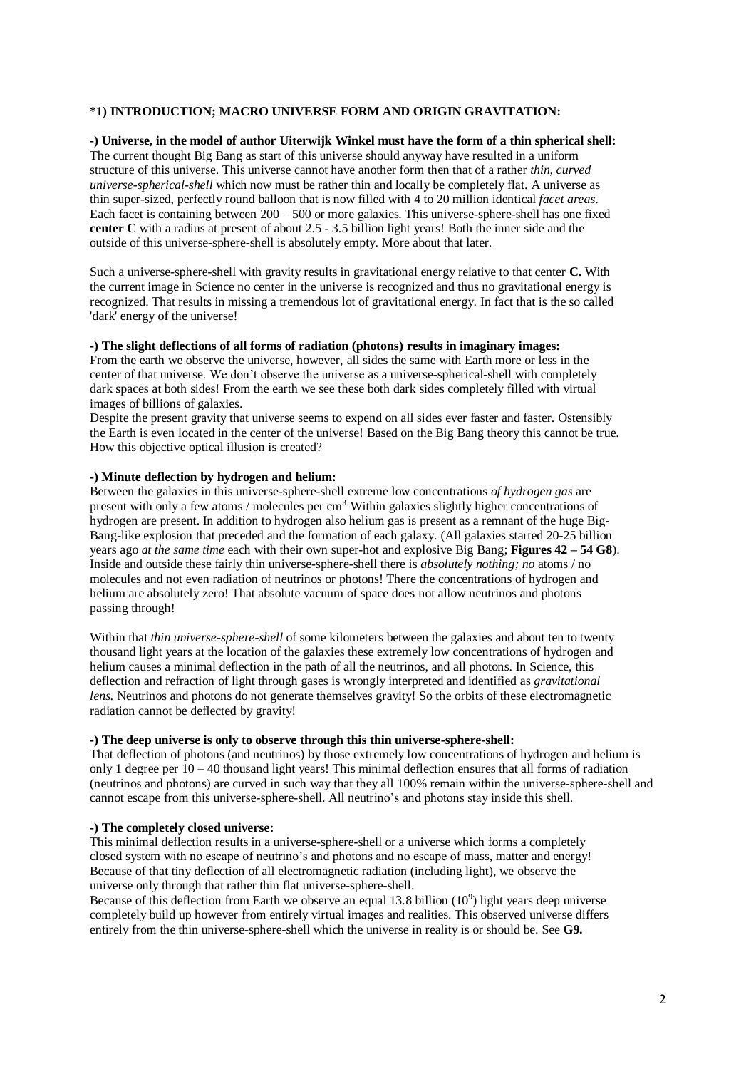## *1) INTRODUCTION; MACRO UNIVERSE FORM AND ORIGIN GRAVITATION:

**-) Universe, in the model of author Uiterwijk Winkel must have the form of a thin spherical shell:**
The current thought Big Bang as start of this universe should anyway have resulted in a uniform structure of this universe. This universe cannot have another form then that of a rather *thin, curved universe-spherical-shell* which now must be rather thin and locally be completely flat. A universe as thin super-sized, perfectly round balloon that is now filled with 4 to 20 million identical *facet areas*. Each facet is containing between 200 – 500 or more galaxies. This universe-sphere-shell has one fixed **center C** with a radius at present of about 2.5 - 3.5 billion light years! Both the inner side and the outside of this universe-sphere-shell is absolutely empty. More about that later.

Such a universe-sphere-shell with gravity results in gravitational energy relative to that center **C.** With the current image in Science no center in the universe is recognized and thus no gravitational energy is recognized. That results in missing a tremendous lot of gravitational energy. In fact that is the so called 'dark' energy of the universe!

**-) The slight deflections of all forms of radiation (photons) results in imaginary images:**
From the earth we observe the universe, however, all sides the same with Earth more or less in the center of that universe. We don't observe the universe as a universe-spherical-shell with completely dark spaces at both sides! From the earth we see these both dark sides completely filled with virtual images of billions of galaxies.
Despite the present gravity that universe seems to expend on all sides ever faster and faster. Ostensibly the Earth is even located in the center of the universe! Based on the Big Bang theory this cannot be true. How this objective optical illusion is created?

**-) Minute deflection by hydrogen and helium:**
Between the galaxies in this universe-sphere-shell extreme low concentrations *of hydrogen gas* are present with only a few atoms / molecules per $cm^3$. Within galaxies slightly higher concentrations of hydrogen are present. In addition to hydrogen also helium gas is present as a remnant of the huge Big-Bang-like explosion that preceded and the formation of each galaxy. (All galaxies started 20-25 billion years ago *at the same time* each with their own super-hot and explosive Big Bang; **Figures 42 – 54 G8**). Inside and outside these fairly thin universe-sphere-shell there is *absolutely nothing; no* atoms / no molecules and not even radiation of neutrinos or photons! There the concentrations of hydrogen and helium are absolutely zero! That absolute vacuum of space does not allow neutrinos and photons passing through!

Within that *thin universe-sphere-shell* of some kilometers between the galaxies and about ten to twenty thousand light years at the location of the galaxies these extremely low concentrations of hydrogen and helium causes a minimal deflection in the path of all the neutrinos, and all photons. In Science, this deflection and refraction of light through gases is wrongly interpreted and identified as *gravitational lens.* Neutrinos and photons do not generate themselves gravity! So the orbits of these electromagnetic radiation cannot be deflected by gravity!

**-) The deep universe is only to observe through this thin universe-sphere-shell:**
That deflection of photons (and neutrinos) by those extremely low concentrations of hydrogen and helium is only 1 degree per 10 – 40 thousand light years! This minimal deflection ensures that all forms of radiation (neutrinos and photons) are curved in such way that they all 100% remain within the universe-sphere-shell and cannot escape from this universe-sphere-shell. All neutrino's and photons stay inside this shell.

**-) The completely closed universe:**
This minimal deflection results in a universe-sphere-shell or a universe which forms a completely closed system with no escape of neutrino's and photons and no escape of mass, matter and energy!
Because of that tiny deflection of all electromagnetic radiation (including light), we observe the universe only through that rather thin flat universe-sphere-shell.
Because of this deflection from Earth we observe an equal 13.8 billion ($10^9$) light years deep universe completely build up however from entirely virtual images and realities. This observed universe differs entirely from the thin universe-sphere-shell which the universe in reality is or should be. See **G9.**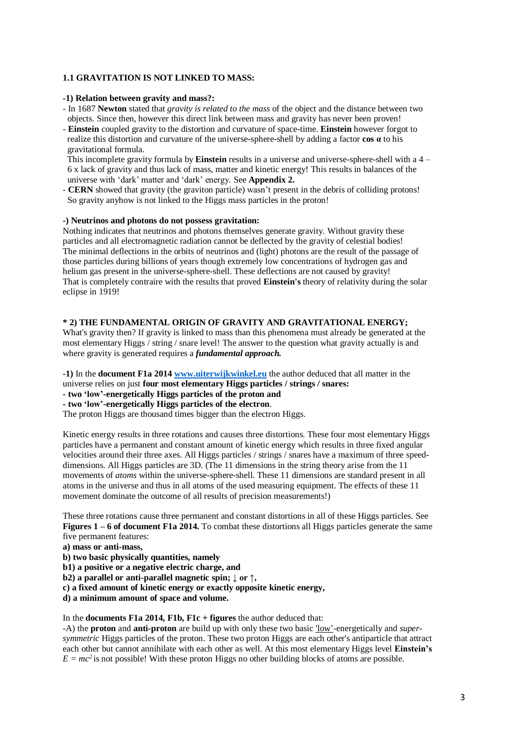### 1.1 GRAVITATION IS NOT LINKED TO MASS:

**-1) Relation between gravity and mass?:**

- In 1687 **Newton** stated that *gravity is related to the mass* of the object and the distance between two objects. Since then, however this direct link between mass and gravity has never been proven!
- **Einstein** coupled gravity to the distortion and curvature of space-time. **Einstein** however forgot to realize this distortion and curvature of the universe-sphere-shell by adding a factor **cos α** to his gravitational formula.

  This incomplete gravity formula by **Einstein** results in a universe and universe-sphere-shell with a 4 – 6 x lack of gravity and thus lack of mass, matter and kinetic energy! This results in balances of the universe with 'dark' matter and 'dark' energy. See **Appendix 2.**
- **CERN** showed that gravity (the graviton particle) wasn't present in the debris of colliding protons! So gravity anyhow is not linked to the Higgs mass particles in the proton!

**-) Neutrinos and photons do not possess gravitation:**

Nothing indicates that neutrinos and photons themselves generate gravity. Without gravity these particles and all electromagnetic radiation cannot be deflected by the gravity of celestial bodies! The minimal deflections in the orbits of neutrinos and (light) photons are the result of the passage of those particles during billions of years though extremely low concentrations of hydrogen gas and helium gas present in the universe-sphere-shell. These deflections are not caused by gravity! That is completely contraire with the results that proved **Einstein's** theory of relativity during the solar eclipse in 1919!

### * 2) THE FUNDAMENTAL ORIGIN OF GRAVITY AND GRAVITATIONAL ENERGY;

What's gravity then? If gravity is linked to mass than this phenomena must already be generated at the most elementary Higgs / string / snare level! The answer to the question what gravity actually is and where gravity is generated requires a ***fundamental approach.***

**-1)** In the **document F1a 2014 www.uiterwijkwinkel.eu** the author deduced that all matter in the universe relies on just **four most elementary Higgs particles / strings / snares:**
**- two 'low'-energetically Higgs particles of the proton and**
**- two 'low'-energetically Higgs particles of the electron**.
The proton Higgs are thousand times bigger than the electron Higgs.

Kinetic energy results in three rotations and causes three distortions. These four most elementary Higgs particles have a permanent and constant amount of kinetic energy which results in three fixed angular velocities around their three axes. All Higgs particles / strings / snares have a maximum of three speed-dimensions. All Higgs particles are 3D. (The 11 dimensions in the string theory arise from the 11 movements of *atoms* within the universe-sphere-shell. These 11 dimensions are standard present in all atoms in the universe and thus in all atoms of the used measuring equipment. The effects of these 11 movement dominate the outcome of all results of precision measurements!)

These three rotations cause three permanent and constant distortions in all of these Higgs particles. See **Figures 1 – 6 of document F1a 2014.** To combat these distortions all Higgs particles generate the same five permanent features:
**a) mass or anti-mass,**
**b) two basic physically quantities, namely**
**b1) a positive or a negative electric charge, and**
**b2) a parallel or anti-parallel magnetic spin; ↓ or ↑,**
**c) a fixed amount of kinetic energy or exactly opposite kinetic energy,**
**d) a minimum amount of space and volume.**

In the **documents F1a 2014, F1b, F1c + figures** the author deduced that:
-A) the **proton** and **anti-proton** are build up with only these two basic 'low'-energetically and *super-symmetric* Higgs particles of the proton. These two proton Higgs are each other's antiparticle that attract each other but cannot annihilate with each other as well. At this most elementary Higgs level **Einstein's** $E = mc^2$ is not possible! With these proton Higgs no other building blocks of atoms are possible.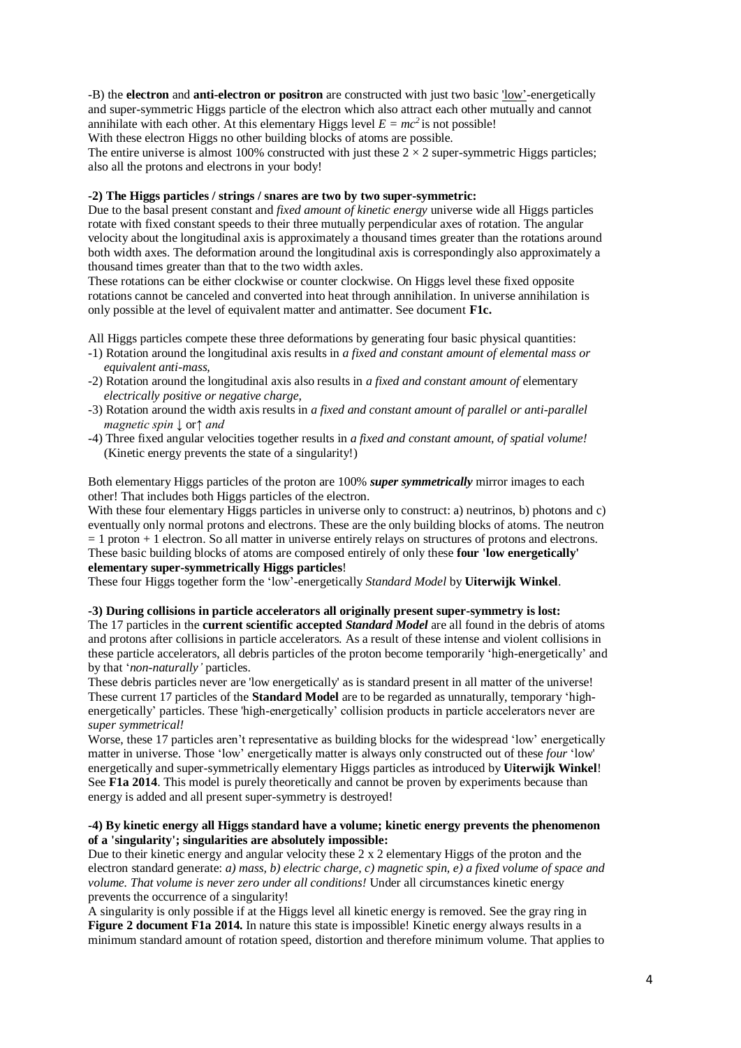-B) the **electron** and **anti-electron or positron** are constructed with just two basic 'low'-energetically and super-symmetric Higgs particle of the electron which also attract each other mutually and cannot annihilate with each other. At this elementary Higgs level $E = mc^2$ is not possible!
With these electron Higgs no other building blocks of atoms are possible.
The entire universe is almost 100% constructed with just these $2 \times 2$ super-symmetric Higgs particles; also all the protons and electrons in your body!

**-2) The Higgs particles / strings / snares are two by two super-symmetric:**
Due to the basal present constant and *fixed amount of kinetic energy* universe wide all Higgs particles rotate with fixed constant speeds to their three mutually perpendicular axes of rotation. The angular velocity about the longitudinal axis is approximately a thousand times greater than the rotations around both width axes. The deformation around the longitudinal axis is correspondingly also approximately a thousand times greater than that to the two width axles.
These rotations can be either clockwise or counter clockwise. On Higgs level these fixed opposite rotations cannot be canceled and converted into heat through annihilation. In universe annihilation is only possible at the level of equivalent matter and antimatter. See document **F1c.**

All Higgs particles compete these three deformations by generating four basic physical quantities:
-1) Rotation around the longitudinal axis results in *a fixed and constant amount of elemental mass or equivalent anti-mass,*
-2) Rotation around the longitudinal axis also results in *a fixed and constant amount of* elementary *electrically positive or negative charge,*
-3) Rotation around the width axis results in *a fixed and constant amount of parallel or anti-parallel magnetic spin* ↓ or↑ *and*
-4) Three fixed angular velocities together results in *a fixed and constant amount, of spatial volume!* (Kinetic energy prevents the state of a singularity!)

Both elementary Higgs particles of the proton are 100% ***super symmetrically*** mirror images to each other! That includes both Higgs particles of the electron.
With these four elementary Higgs particles in universe only to construct: a) neutrinos, b) photons and c) eventually only normal protons and electrons. These are the only building blocks of atoms. The neutron = 1 proton + 1 electron. So all matter in universe entirely relays on structures of protons and electrons. These basic building blocks of atoms are composed entirely of only these **four 'low energetically' elementary super-symmetrically Higgs particles**!
These four Higgs together form the 'low'-energetically *Standard Model* by **Uiterwijk Winkel**.

**-3) During collisions in particle accelerators all originally present super-symmetry is lost:**
The 17 particles in the **current scientific accepted *Standard Model*** are all found in the debris of atoms and protons after collisions in particle accelerators. As a result of these intense and violent collisions in these particle accelerators, all debris particles of the proton become temporarily 'high-energetically' and by that '*non-naturally'* particles.
These debris particles never are 'low energetically' as is standard present in all matter of the universe! These current 17 particles of the **Standard Model** are to be regarded as unnaturally, temporary 'high-energetically' particles. These 'high-energetically' collision products in particle accelerators never are *super symmetrical!*
Worse, these 17 particles aren't representative as building blocks for the widespread 'low' energetically matter in universe. Those 'low' energetically matter is always only constructed out of these *four* 'low' energetically and super-symmetrically elementary Higgs particles as introduced by **Uiterwijk Winkel**! See **F1a 2014**. This model is purely theoretically and cannot be proven by experiments because than energy is added and all present super-symmetry is destroyed!

**-4) By kinetic energy all Higgs standard have a volume; kinetic energy prevents the phenomenon of a 'singularity'; singularities are absolutely impossible:**
Due to their kinetic energy and angular velocity these 2 x 2 elementary Higgs of the proton and the electron standard generate: *a) mass, b) electric charge, c) magnetic spin, e) a fixed volume of space and volume. That volume is never zero under all conditions!* Under all circumstances kinetic energy prevents the occurrence of a singularity!
A singularity is only possible if at the Higgs level all kinetic energy is removed. See the gray ring in **Figure 2 document F1a 2014.** In nature this state is impossible! Kinetic energy always results in a minimum standard amount of rotation speed, distortion and therefore minimum volume. That applies to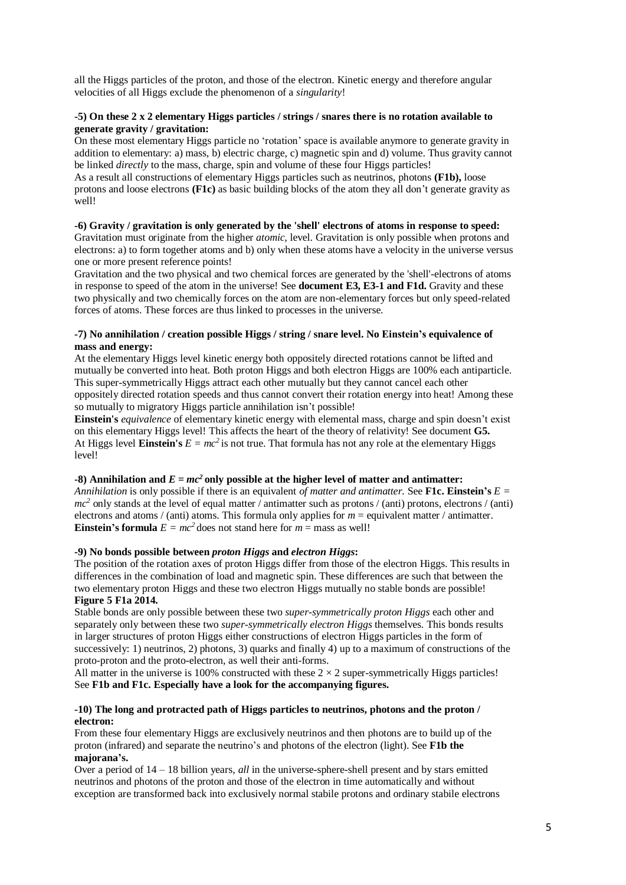all the Higgs particles of the proton, and those of the electron. Kinetic energy and therefore angular velocities of all Higgs exclude the phenomenon of a *singularity*!

**-5) On these 2 x 2 elementary Higgs particles / strings / snares there is no rotation available to generate gravity / gravitation:**

On these most elementary Higgs particle no 'rotation' space is available anymore to generate gravity in addition to elementary: a) mass, b) electric charge, c) magnetic spin and d) volume. Thus gravity cannot be linked *directly* to the mass, charge, spin and volume of these four Higgs particles!

As a result all constructions of elementary Higgs particles such as neutrinos, photons **(F1b),** loose protons and loose electrons **(F1c)** as basic building blocks of the atom they all don't generate gravity as well!

**-6) Gravity / gravitation is only generated by the 'shell' electrons of atoms in response to speed:**

Gravitation must originate from the higher *atomic,* level. Gravitation is only possible when protons and electrons: a) to form together atoms and b) only when these atoms have a velocity in the universe versus one or more present reference points!

Gravitation and the two physical and two chemical forces are generated by the 'shell'-electrons of atoms in response to speed of the atom in the universe! See **document E3, E3-1 and F1d.** Gravity and these two physically and two chemically forces on the atom are non-elementary forces but only speed-related forces of atoms. These forces are thus linked to processes in the universe.

**-7) No annihilation / creation possible Higgs / string / snare level. No Einstein's equivalence of mass and energy:**

At the elementary Higgs level kinetic energy both oppositely directed rotations cannot be lifted and mutually be converted into heat. Both proton Higgs and both electron Higgs are 100% each antiparticle. This super-symmetrically Higgs attract each other mutually but they cannot cancel each other oppositely directed rotation speeds and thus cannot convert their rotation energy into heat! Among these so mutually to migratory Higgs particle annihilation isn't possible!

**Einstein's** *equivalence* of elementary kinetic energy with elemental mass, charge and spin doesn't exist on this elementary Higgs level! This affects the heart of the theory of relativity! See document **G5.**

At Higgs level **Einstein's** $E = mc^2$ is not true. That formula has not any role at the elementary Higgs level!

**-8) Annihilation and $E = mc^2$ only possible at the higher level of matter and antimatter:**

*Annihilation* is only possible if there is an equivalent *of matter and antimatter.* See **F1c. Einstein's** $E = mc^2$ only stands at the level of equal matter / antimatter such as protons / (anti) protons, electrons / (anti) electrons and atoms / (anti) atoms. This formula only applies for $m$ = equivalent matter / antimatter. **Einstein's formula** $E = mc^2$ does not stand here for $m$ = mass as well!

**-9) No bonds possible between *proton Higgs* and *electron Higgs*:**

The position of the rotation axes of proton Higgs differ from those of the electron Higgs. This results in differences in the combination of load and magnetic spin. These differences are such that between the two elementary proton Higgs and these two electron Higgs mutually no stable bonds are possible! **Figure 5 F1a 2014.**

Stable bonds are only possible between these two *super-symmetrically proton Higgs* each other and separately only between these two *super-symmetrically electron Higgs* themselves. This bonds results in larger structures of proton Higgs either constructions of electron Higgs particles in the form of successively: 1) neutrinos, 2) photons, 3) quarks and finally 4) up to a maximum of constructions of the proto-proton and the proto-electron, as well their anti-forms.

All matter in the universe is 100% constructed with these $2 \times 2$ super-symmetrically Higgs particles! See **F1b and F1c. Especially have a look for the accompanying figures.**

**-10) The long and protracted path of Higgs particles to neutrinos, photons and the proton / electron:**

From these four elementary Higgs are exclusively neutrinos and then photons are to build up of the proton (infrared) and separate the neutrino's and photons of the electron (light). See **F1b the majorana's.**

Over a period of 14 – 18 billion years, *all* in the universe-sphere-shell present and by stars emitted neutrinos and photons of the proton and those of the electron in time automatically and without exception are transformed back into exclusively normal stabile protons and ordinary stabile electrons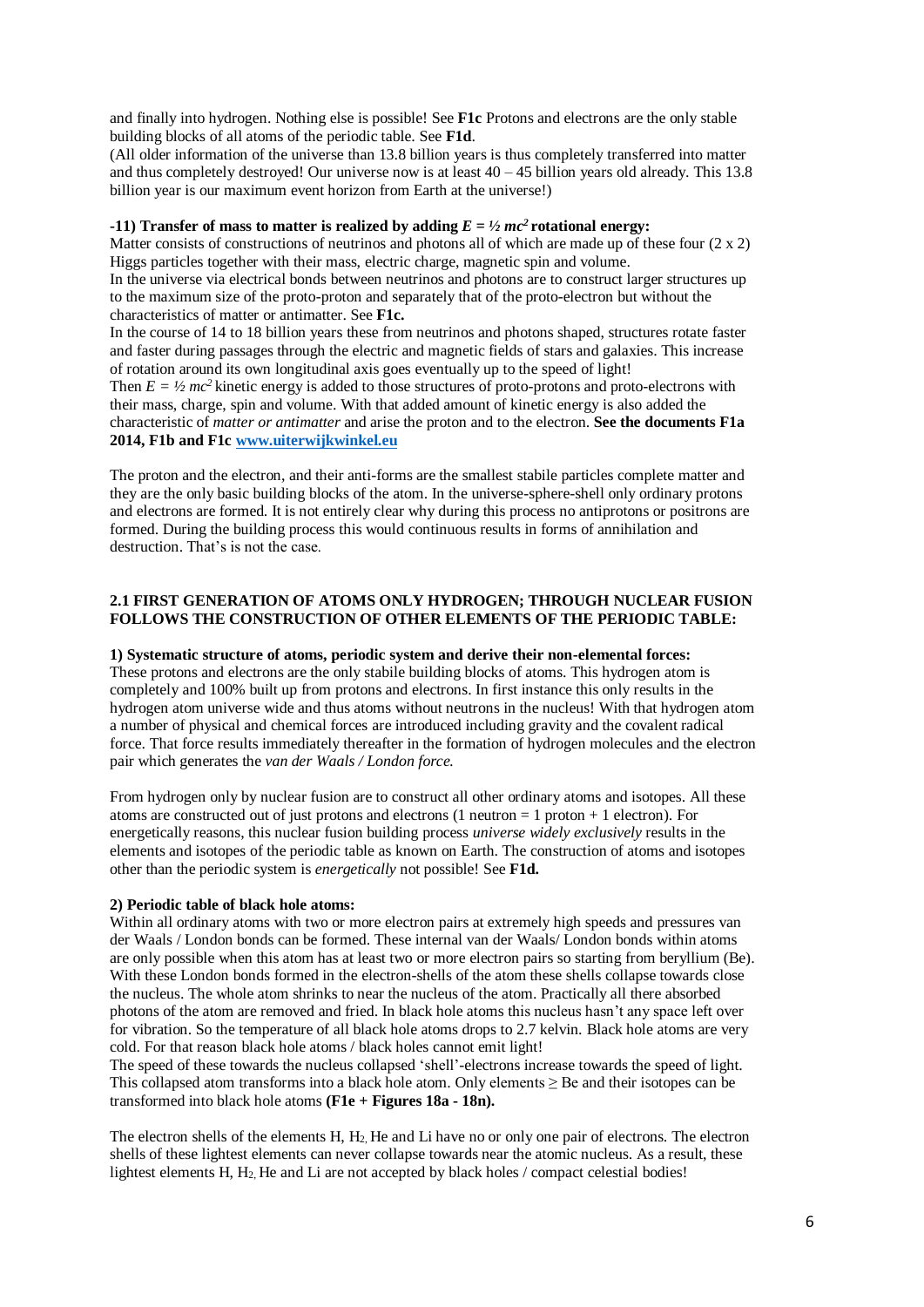and finally into hydrogen. Nothing else is possible! See **F1c** Protons and electrons are the only stable building blocks of all atoms of the periodic table. See **F1d**.

(All older information of the universe than 13.8 billion years is thus completely transferred into matter and thus completely destroyed! Our universe now is at least 40 – 45 billion years old already. This 13.8 billion year is our maximum event horizon from Earth at the universe!)

**-11) Transfer of mass to matter is realized by adding $E = ½ mc^2$ rotational energy:**

Matter consists of constructions of neutrinos and photons all of which are made up of these four (2 x 2) Higgs particles together with their mass, electric charge, magnetic spin and volume.

In the universe via electrical bonds between neutrinos and photons are to construct larger structures up to the maximum size of the proto-proton and separately that of the proto-electron but without the characteristics of matter or antimatter. See **F1c.**

In the course of 14 to 18 billion years these from neutrinos and photons shaped, structures rotate faster and faster during passages through the electric and magnetic fields of stars and galaxies. This increase of rotation around its own longitudinal axis goes eventually up to the speed of light!

Then $E = ½ mc^2$ kinetic energy is added to those structures of proto-protons and proto-electrons with their mass, charge, spin and volume. With that added amount of kinetic energy is also added the characteristic of *matter or antimatter* and arise the proton and to the electron. **See the documents F1a 2014, F1b and F1c www.uiterwijkwinkel.eu**

The proton and the electron, and their anti-forms are the smallest stabile particles complete matter and they are the only basic building blocks of the atom. In the universe-sphere-shell only ordinary protons and electrons are formed. It is not entirely clear why during this process no antiprotons or positrons are formed. During the building process this would continuous results in forms of annihilation and destruction. That's is not the case.

## 2.1 FIRST GENERATION OF ATOMS ONLY HYDROGEN; THROUGH NUCLEAR FUSION FOLLOWS THE CONSTRUCTION OF OTHER ELEMENTS OF THE PERIODIC TABLE:

**1) Systematic structure of atoms, periodic system and derive their non-elemental forces:**

These protons and electrons are the only stabile building blocks of atoms. This hydrogen atom is completely and 100% built up from protons and electrons. In first instance this only results in the hydrogen atom universe wide and thus atoms without neutrons in the nucleus! With that hydrogen atom a number of physical and chemical forces are introduced including gravity and the covalent radical force. That force results immediately thereafter in the formation of hydrogen molecules and the electron pair which generates the *van der Waals / London force.*

From hydrogen only by nuclear fusion are to construct all other ordinary atoms and isotopes. All these atoms are constructed out of just protons and electrons (1 neutron = 1 proton + 1 electron). For energetically reasons, this nuclear fusion building process *universe widely exclusively* results in the elements and isotopes of the periodic table as known on Earth. The construction of atoms and isotopes other than the periodic system is *energetically* not possible! See **F1d.**

**2) Periodic table of black hole atoms:**

Within all ordinary atoms with two or more electron pairs at extremely high speeds and pressures van der Waals / London bonds can be formed. These internal van der Waals/ London bonds within atoms are only possible when this atom has at least two or more electron pairs so starting from beryllium (Be). With these London bonds formed in the electron-shells of the atom these shells collapse towards close the nucleus. The whole atom shrinks to near the nucleus of the atom. Practically all there absorbed photons of the atom are removed and fried. In black hole atoms this nucleus hasn't any space left over for vibration. So the temperature of all black hole atoms drops to 2.7 kelvin. Black hole atoms are very cold. For that reason black hole atoms / black holes cannot emit light!

The speed of these towards the nucleus collapsed 'shell'-electrons increase towards the speed of light. This collapsed atom transforms into a black hole atom. Only elements ≥ Be and their isotopes can be transformed into black hole atoms **(F1e + Figures 18a - 18n).**

The electron shells of the elements H, $H_2$, He and Li have no or only one pair of electrons. The electron shells of these lightest elements can never collapse towards near the atomic nucleus. As a result, these lightest elements H, $H_2$, He and Li are not accepted by black holes / compact celestial bodies!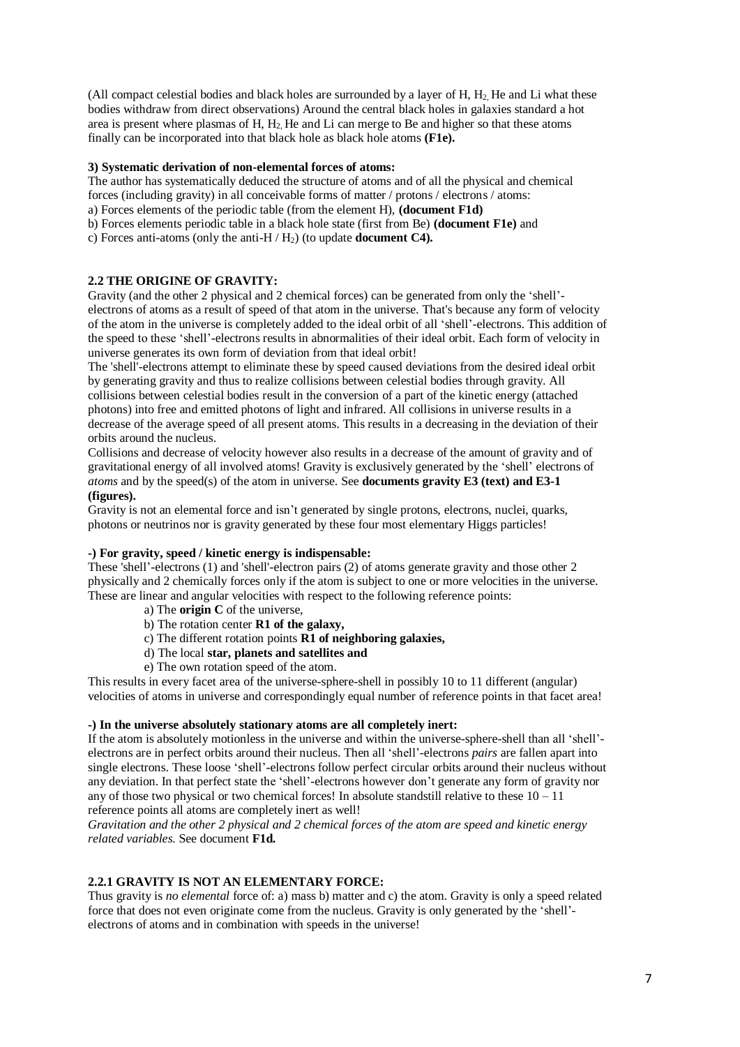(All compact celestial bodies and black holes are surrounded by a layer of H, $H_2$, He and Li what these bodies withdraw from direct observations) Around the central black holes in galaxies standard a hot area is present where plasmas of H, $H_2$, He and Li can merge to Be and higher so that these atoms finally can be incorporated into that black hole as black hole atoms **(F1e).**

**3) Systematic derivation of non-elemental forces of atoms:**

The author has systematically deduced the structure of atoms and of all the physical and chemical forces (including gravity) in all conceivable forms of matter / protons / electrons / atoms:

a) Forces elements of the periodic table (from the element H), **(document F1d)**

b) Forces elements periodic table in a black hole state (first from Be) **(document F1e)** and

c) Forces anti-atoms (only the anti-H / $H_2$) (to update **document C4).**

## 2.2 THE ORIGINE OF GRAVITY:

Gravity (and the other 2 physical and 2 chemical forces) can be generated from only the 'shell'-electrons of atoms as a result of speed of that atom in the universe. That's because any form of velocity of the atom in the universe is completely added to the ideal orbit of all 'shell'-electrons. This addition of the speed to these 'shell'-electrons results in abnormalities of their ideal orbit. Each form of velocity in universe generates its own form of deviation from that ideal orbit!

The 'shell'-electrons attempt to eliminate these by speed caused deviations from the desired ideal orbit by generating gravity and thus to realize collisions between celestial bodies through gravity. All collisions between celestial bodies result in the conversion of a part of the kinetic energy (attached photons) into free and emitted photons of light and infrared. All collisions in universe results in a decrease of the average speed of all present atoms. This results in a decreasing in the deviation of their orbits around the nucleus.

Collisions and decrease of velocity however also results in a decrease of the amount of gravity and of gravitational energy of all involved atoms! Gravity is exclusively generated by the 'shell' electrons of *atoms* and by the speed(s) of the atom in universe. See **documents gravity E3 (text) and E3-1 (figures).**

Gravity is not an elemental force and isn't generated by single protons, electrons, nuclei, quarks, photons or neutrinos nor is gravity generated by these four most elementary Higgs particles!

**-) For gravity, speed / kinetic energy is indispensable:**

These 'shell'-electrons (1) and 'shell'-electron pairs (2) of atoms generate gravity and those other 2 physically and 2 chemically forces only if the atom is subject to one or more velocities in the universe. These are linear and angular velocities with respect to the following reference points:

a) The **origin C** of the universe,

b) The rotation center **R1 of the galaxy,**

c) The different rotation points **R1 of neighboring galaxies,**

d) The local **star, planets and satellites and**

e) The own rotation speed of the atom.

This results in every facet area of the universe-sphere-shell in possibly 10 to 11 different (angular) velocities of atoms in universe and correspondingly equal number of reference points in that facet area!

**-) In the universe absolutely stationary atoms are all completely inert:**

If the atom is absolutely motionless in the universe and within the universe-sphere-shell than all 'shell'-electrons are in perfect orbits around their nucleus. Then all 'shell'-electrons *pairs* are fallen apart into single electrons. These loose 'shell'-electrons follow perfect circular orbits around their nucleus without any deviation. In that perfect state the 'shell'-electrons however don't generate any form of gravity nor any of those two physical or two chemical forces! In absolute standstill relative to these 10 – 11 reference points all atoms are completely inert as well!

*Gravitation and the other 2 physical and 2 chemical forces of the atom are speed and kinetic energy related variables.* See document **F1d.**

### 2.2.1 GRAVITY IS NOT AN ELEMENTARY FORCE:

Thus gravity is *no elemental* force of: a) mass b) matter and c) the atom. Gravity is only a speed related force that does not even originate come from the nucleus. Gravity is only generated by the 'shell'-electrons of atoms and in combination with speeds in the universe!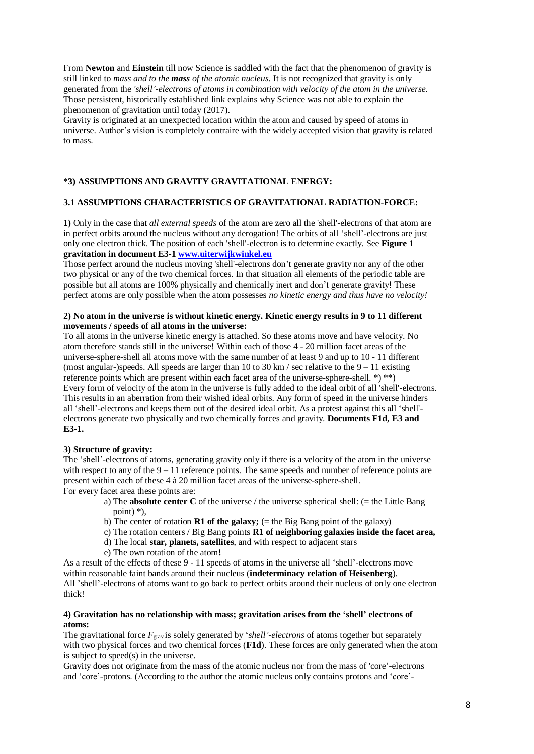From **Newton** and **Einstein** till now Science is saddled with the fact that the phenomenon of gravity is still linked to *mass and to the **mass** of the atomic nucleus.* It is not recognized that gravity is only generated from the *'shell'-electrons of atoms in combination with velocity of the atom in the universe.* Those persistent, historically-established link explains why Science was not able to explain the phenomenon of gravitation until today (2017).
Gravity is originated at an unexpected location within the atom and caused by speed of atoms in universe. Author's vision is completely contraire with the widely accepted vision that gravity is related to mass.

### *3) ASSUMPTIONS AND GRAVITY GRAVITATIONAL ENERGY:

#### 3.1 ASSUMPTIONS CHARACTERISTICS OF GRAVITATIONAL RADIATION-FORCE:

**1)** Only in the case that *all external speeds* of the atom are zero all the 'shell'-electrons of that atom are in perfect orbits around the nucleus without any derogation! The orbits of all 'shell'-electrons are just only one electron thick. The position of each 'shell'-electron is to determine exactly. See **Figure 1 gravitation in document E3-1 [www.uiterwijkwinkel.eu](http://www.uiterwijkwinkel.eu)**
Those perfect around the nucleus moving 'shell'-electrons don't generate gravity nor any of the other two physical or any of the two chemical forces. In that situation all elements of the periodic table are possible but all atoms are 100% physically and chemically inert and don't generate gravity! These perfect atoms are only possible when the atom possesses *no kinetic energy and thus have no velocity!*

**2) No atom in the universe is without kinetic energy. Kinetic energy results in 9 to 11 different movements / speeds of all atoms in the universe:**
To all atoms in the universe kinetic energy is attached. So these atoms move and have velocity. No atom therefore stands still in the universe! Within each of those 4 - 20 million facet areas of the universe-sphere-shell all atoms move with the same number of at least 9 and up to 10 - 11 different (most angular-)speeds. All speeds are larger than 10 to 30 km / sec relative to the 9 – 11 existing reference points which are present within each facet area of the universe-sphere-shell. *) **)
Every form of velocity of the atom in the universe is fully added to the ideal orbit of all 'shell'-electrons. This results in an aberration from their wished ideal orbits. Any form of speed in the universe hinders all 'shell'-electrons and keeps them out of the desired ideal orbit. As a protest against this all 'shell'-electrons generate two physically and two chemically forces and gravity. **Documents F1d, E3 and E3-1.**

**3) Structure of gravity:**
The 'shell'-electrons of atoms, generating gravity only if there is a velocity of the atom in the universe with respect to any of the 9 – 11 reference points. The same speeds and number of reference points are present within each of these 4 à 20 million facet areas of the universe-sphere-shell.
For every facet area these points are:

a) The **absolute center C** of the universe / the universe spherical shell: (= the Little Bang point) *),
b) The center of rotation **R1 of the galaxy;** (= the Big Bang point of the galaxy)
c) The rotation centers / Big Bang points **R1 of neighboring galaxies inside the facet area,**
d) The local **star, planets, satellites**, and with respect to adjacent stars
e) The own rotation of the atom**!**

As a result of the effects of these 9 - 11 speeds of atoms in the universe all 'shell'-electrons move within reasonable faint bands around their nucleus (**indeterminacy relation of Heisenberg**).
All 'shell'-electrons of atoms want to go back to perfect orbits around their nucleus of only one electron thick!

**4) Gravitation has no relationship with mass; gravitation arises from the 'shell' electrons of atoms:**
The gravitational force $F_{grav}$ is solely generated by '*shell'-electrons* of atoms together but separately with two physical forces and two chemical forces (**F1d**). These forces are only generated when the atom is subject to speed(s) in the universe.
Gravity does not originate from the mass of the atomic nucleus nor from the mass of 'core'-electrons and 'core'-protons. (According to the author the atomic nucleus only contains protons and 'core'-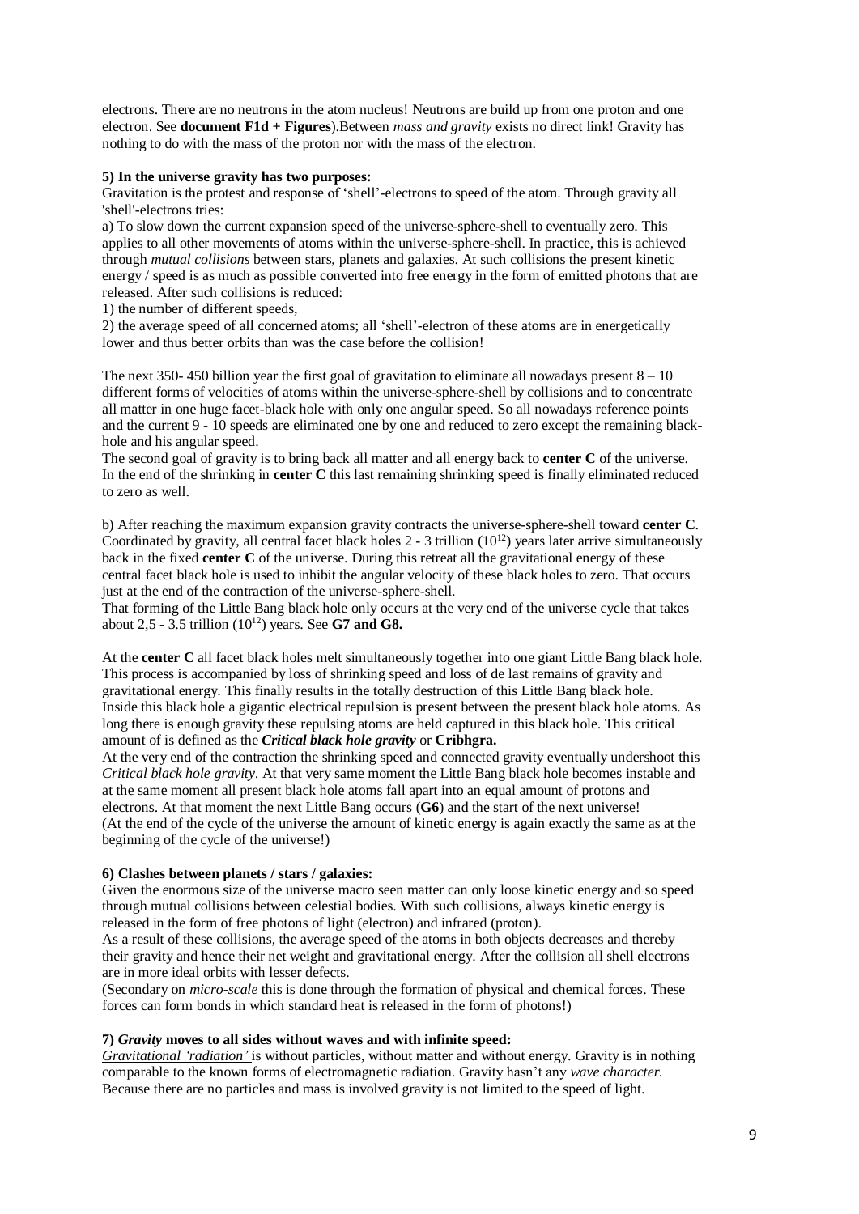electrons. There are no neutrons in the atom nucleus! Neutrons are build up from one proton and one electron. See **document F1d + Figures**).Between *mass and gravity* exists no direct link! Gravity has nothing to do with the mass of the proton nor with the mass of the electron.

**5) In the universe gravity has two purposes:**

Gravitation is the protest and response of 'shell'-electrons to speed of the atom. Through gravity all 'shell'-electrons tries:

a) To slow down the current expansion speed of the universe-sphere-shell to eventually zero. This applies to all other movements of atoms within the universe-sphere-shell. In practice, this is achieved through *mutual collisions* between stars, planets and galaxies. At such collisions the present kinetic energy / speed is as much as possible converted into free energy in the form of emitted photons that are released. After such collisions is reduced:

1) the number of different speeds,

2) the average speed of all concerned atoms; all 'shell'-electron of these atoms are in energetically lower and thus better orbits than was the case before the collision!

The next 350- 450 billion year the first goal of gravitation to eliminate all nowadays present 8 – 10 different forms of velocities of atoms within the universe-sphere-shell by collisions and to concentrate all matter in one huge facet-black hole with only one angular speed. So all nowadays reference points and the current 9 - 10 speeds are eliminated one by one and reduced to zero except the remaining black-hole and his angular speed.

The second goal of gravity is to bring back all matter and all energy back to **center C** of the universe. In the end of the shrinking in **center C** this last remaining shrinking speed is finally eliminated reduced to zero as well.

b) After reaching the maximum expansion gravity contracts the universe-sphere-shell toward **center C**. Coordinated by gravity, all central facet black holes 2 - 3 trillion ($10^{12}$) years later arrive simultaneously back in the fixed **center C** of the universe. During this retreat all the gravitational energy of these central facet black hole is used to inhibit the angular velocity of these black holes to zero. That occurs just at the end of the contraction of the universe-sphere-shell.

That forming of the Little Bang black hole only occurs at the very end of the universe cycle that takes about 2,5 - 3.5 trillion ($10^{12}$) years. See **G7 and G8.**

At the **center C** all facet black holes melt simultaneously together into one giant Little Bang black hole. This process is accompanied by loss of shrinking speed and loss of de last remains of gravity and gravitational energy. This finally results in the totally destruction of this Little Bang black hole. Inside this black hole a gigantic electrical repulsion is present between the present black hole atoms. As long there is enough gravity these repulsing atoms are held captured in this black hole. This critical amount of is defined as the ***Critical black hole gravity*** or **Cribhgra.**

At the very end of the contraction the shrinking speed and connected gravity eventually undershoot this *Critical black hole gravity*. At that very same moment the Little Bang black hole becomes instable and at the same moment all present black hole atoms fall apart into an equal amount of protons and electrons. At that moment the next Little Bang occurs (**G6**) and the start of the next universe!

(At the end of the cycle of the universe the amount of kinetic energy is again exactly the same as at the beginning of the cycle of the universe!)

**6) Clashes between planets / stars / galaxies:**

Given the enormous size of the universe macro seen matter can only loose kinetic energy and so speed through mutual collisions between celestial bodies. With such collisions, always kinetic energy is released in the form of free photons of light (electron) and infrared (proton).

As a result of these collisions, the average speed of the atoms in both objects decreases and thereby their gravity and hence their net weight and gravitational energy. After the collision all shell electrons are in more ideal orbits with lesser defects.

(Secondary on *micro-scale* this is done through the formation of physical and chemical forces. These forces can form bonds in which standard heat is released in the form of photons!)

**7) *Gravity* moves to all sides without waves and with infinite speed:**

*Gravitational 'radiation'* is without particles, without matter and without energy. Gravity is in nothing comparable to the known forms of electromagnetic radiation. Gravity hasn't any *wave character*. Because there are no particles and mass is involved gravity is not limited to the speed of light.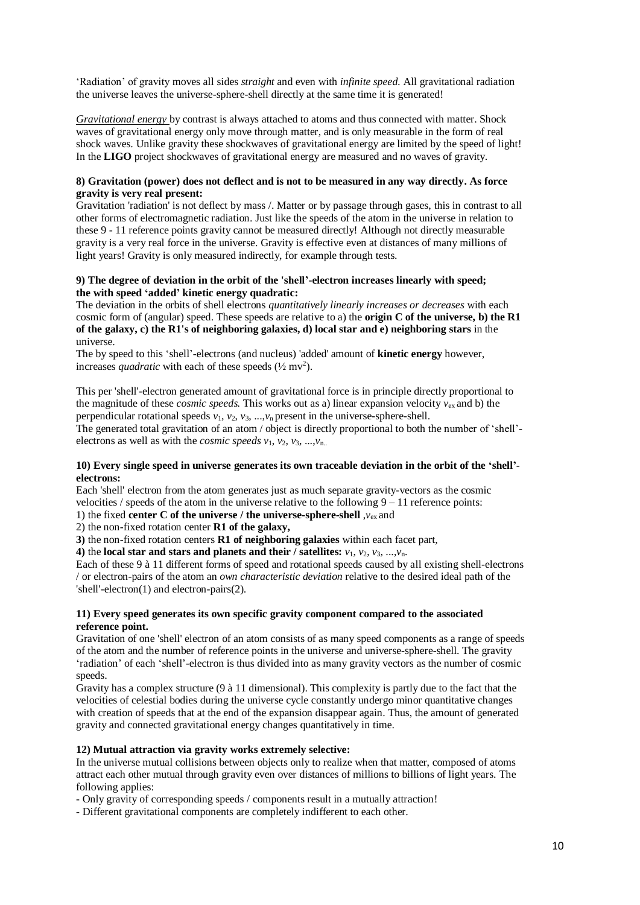'Radiation' of gravity moves all sides *straight* and even with *infinite speed.* All gravitational radiation the universe leaves the universe-sphere-shell directly at the same time it is generated!

*Gravitational energy* by contrast is always attached to atoms and thus connected with matter. Shock waves of gravitational energy only move through matter, and is only measurable in the form of real shock waves. Unlike gravity these shockwaves of gravitational energy are limited by the speed of light! In the **LIGO** project shockwaves of gravitational energy are measured and no waves of gravity.

**8) Gravitation (power) does not deflect and is not to be measured in any way directly. As force gravity is very real present:**

Gravitation 'radiation' is not deflect by mass /. Matter or by passage through gases, this in contrast to all other forms of electromagnetic radiation. Just like the speeds of the atom in the universe in relation to these 9 - 11 reference points gravity cannot be measured directly! Although not directly measurable gravity is a very real force in the universe. Gravity is effective even at distances of many millions of light years! Gravity is only measured indirectly, for example through tests.

**9) The degree of deviation in the orbit of the 'shell'-electron increases linearly with speed; the with speed 'added' kinetic energy quadratic:**

The deviation in the orbits of shell electrons *quantitatively linearly increases or decreases* with each cosmic form of (angular) speed. These speeds are relative to a) the **origin C of the universe, b) the R1 of the galaxy, c) the R1's of neighboring galaxies, d) local star and e) neighboring stars** in the universe.

The by speed to this 'shell'-electrons (and nucleus) 'added' amount of **kinetic energy** however, increases *quadratic* with each of these speeds ($\frac{1}{2}$ $mv^2$).

This per 'shell'-electron generated amount of gravitational force is in principle directly proportional to the magnitude of these *cosmic speeds.* This works out as a) linear expansion velocity $v_{ex}$ and b) the perpendicular rotational speeds $v_1$, $v_2$, $v_3$, ...,$v_n$ present in the universe-sphere-shell.

The generated total gravitation of an atom / object is directly proportional to both the number of 'shell'-electrons as well as with the *cosmic speeds* $v_1$, $v_2$, $v_3$, ...,$v_n$.

**10) Every single speed in universe generates its own traceable deviation in the orbit of the 'shell'-electrons:**

Each 'shell' electron from the atom generates just as much separate gravity-vectors as the cosmic velocities / speeds of the atom in the universe relative to the following 9 – 11 reference points:

1) the fixed **center C of the universe / the universe-sphere-shell** ,$v_{ex}$ and
2) the non-fixed rotation center **R1 of the galaxy,**
**3)** the non-fixed rotation centers **R1 of neighboring galaxies** within each facet part,
**4)** the **local star and stars and planets and their / satellites:** $v_1$, $v_2$, $v_3$, ...,$v_n$.

Each of these 9 à 11 different forms of speed and rotational speeds caused by all existing shell-electrons / or electron-pairs of the atom an *own characteristic deviation* relative to the desired ideal path of the 'shell'-electron(1) and electron-pairs(2).

**11) Every speed generates its own specific gravity component compared to the associated reference point.**

Gravitation of one 'shell' electron of an atom consists of as many speed components as a range of speeds of the atom and the number of reference points in the universe and universe-sphere-shell. The gravity 'radiation' of each 'shell'-electron is thus divided into as many gravity vectors as the number of cosmic speeds.

Gravity has a complex structure (9 à 11 dimensional). This complexity is partly due to the fact that the velocities of celestial bodies during the universe cycle constantly undergo minor quantitative changes with creation of speeds that at the end of the expansion disappear again. Thus, the amount of generated gravity and connected gravitational energy changes quantitatively in time.

**12) Mutual attraction via gravity works extremely selective:**

In the universe mutual collisions between objects only to realize when that matter, composed of atoms attract each other mutual through gravity even over distances of millions to billions of light years. The following applies:

- Only gravity of corresponding speeds / components result in a mutually attraction!
- Different gravitational components are completely indifferent to each other.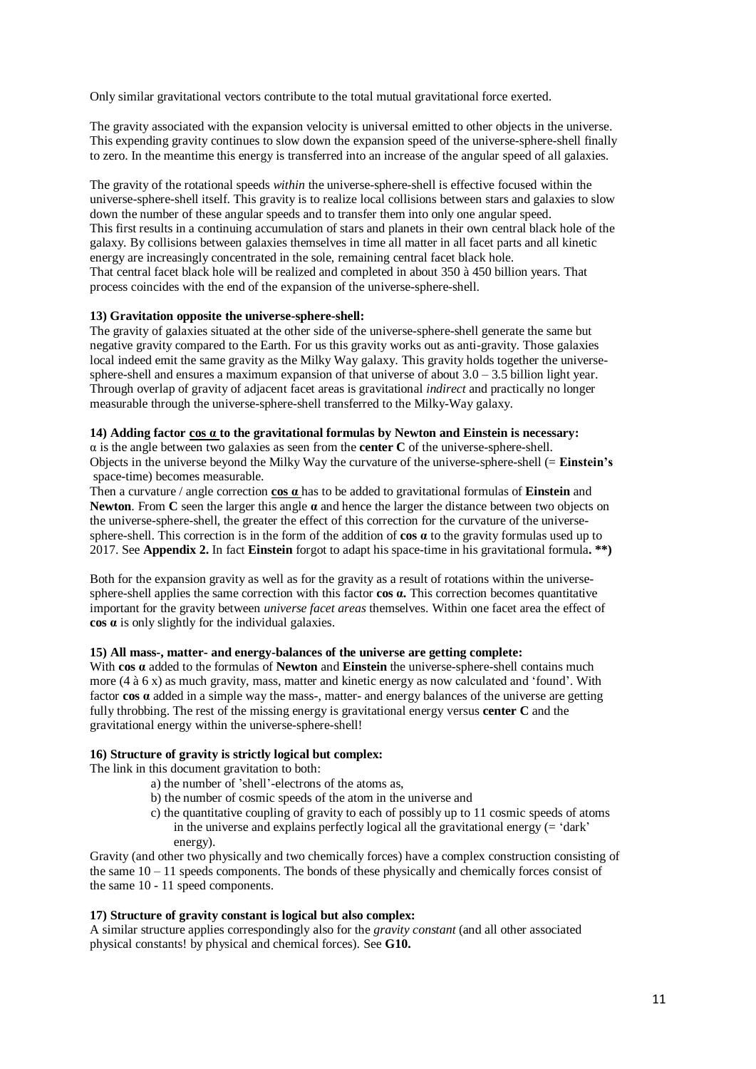Only similar gravitational vectors contribute to the total mutual gravitational force exerted.

The gravity associated with the expansion velocity is universal emitted to other objects in the universe. This expending gravity continues to slow down the expansion speed of the universe-sphere-shell finally to zero. In the meantime this energy is transferred into an increase of the angular speed of all galaxies.

The gravity of the rotational speeds *within* the universe-sphere-shell is effective focused within the universe-sphere-shell itself. This gravity is to realize local collisions between stars and galaxies to slow down the number of these angular speeds and to transfer them into only one angular speed.
This first results in a continuing accumulation of stars and planets in their own central black hole of the galaxy. By collisions between galaxies themselves in time all matter in all facet parts and all kinetic energy are increasingly concentrated in the sole, remaining central facet black hole.
That central facet black hole will be realized and completed in about 350 à 450 billion years. That process coincides with the end of the expansion of the universe-sphere-shell.

**13) Gravitation opposite the universe-sphere-shell:**
The gravity of galaxies situated at the other side of the universe-sphere-shell generate the same but negative gravity compared to the Earth. For us this gravity works out as anti-gravity. Those galaxies local indeed emit the same gravity as the Milky Way galaxy. This gravity holds together the universe-sphere-shell and ensures a maximum expansion of that universe of about 3.0 – 3.5 billion light year. Through overlap of gravity of adjacent facet areas is gravitational *indirect* and practically no longer measurable through the universe-sphere-shell transferred to the Milky-Way galaxy.

**14) Adding factor <u>cos α</u> to the gravitational formulas by Newton and Einstein is necessary:**
α is the angle between two galaxies as seen from the **center C** of the universe-sphere-shell.
Objects in the universe beyond the Milky Way the curvature of the universe-sphere-shell (= **Einstein's** space-time) becomes measurable.
Then a curvature / angle correction **<u>cos α</u>** has to be added to gravitational formulas of **Einstein** and **Newton**. From **C** seen the larger this angle **α** and hence the larger the distance between two objects on the universe-sphere-shell, the greater the effect of this correction for the curvature of the universe-sphere-shell. This correction is in the form of the addition of **cos α** to the gravity formulas used up to 2017. See **Appendix 2.** In fact **Einstein** forgot to adapt his space-time in his gravitational formula**. \*\*)**

Both for the expansion gravity as well as for the gravity as a result of rotations within the universe-sphere-shell applies the same correction with this factor **cos α.** This correction becomes quantitative important for the gravity between *universe facet areas* themselves. Within one facet area the effect of **cos α** is only slightly for the individual galaxies.

**15) All mass-, matter- and energy-balances of the universe are getting complete:**
With **cos α** added to the formulas of **Newton** and **Einstein** the universe-sphere-shell contains much more (4 à 6 x) as much gravity, mass, matter and kinetic energy as now calculated and 'found'. With factor **cos α** added in a simple way the mass-, matter- and energy balances of the universe are getting fully throbbing. The rest of the missing energy is gravitational energy versus **center C** and the gravitational energy within the universe-sphere-shell!

**16) Structure of gravity is strictly logical but complex:**
The link in this document gravitation to both:

- a) the number of 'shell'-electrons of the atoms as,
- b) the number of cosmic speeds of the atom in the universe and
- c) the quantitative coupling of gravity to each of possibly up to 11 cosmic speeds of atoms in the universe and explains perfectly logical all the gravitational energy (= 'dark' energy).

Gravity (and other two physically and two chemically forces) have a complex construction consisting of the same 10 – 11 speeds components. The bonds of these physically and chemically forces consist of the same 10 - 11 speed components.

**17) Structure of gravity constant is logical but also complex:**
A similar structure applies correspondingly also for the *gravity constant* (and all other associated physical constants! by physical and chemical forces). See **G10.**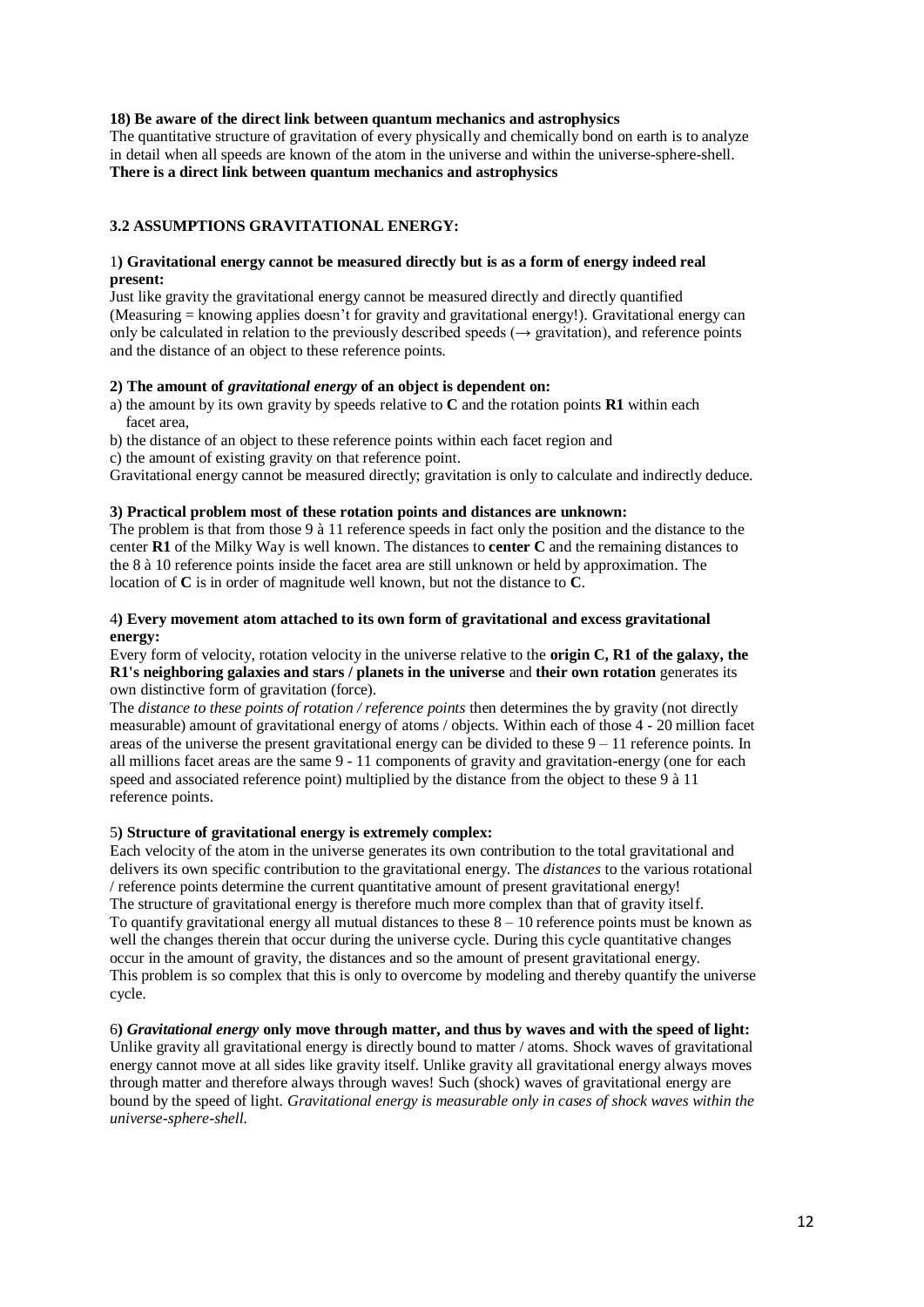**18) Be aware of the direct link between quantum mechanics and astrophysics**

The quantitative structure of gravitation of every physically and chemically bond on earth is to analyze in detail when all speeds are known of the atom in the universe and within the universe-sphere-shell.

**There is a direct link between quantum mechanics and astrophysics**

## 3.2 ASSUMPTIONS GRAVITATIONAL ENERGY:

1**) Gravitational energy cannot be measured directly but is as a form of energy indeed real present:**

Just like gravity the gravitational energy cannot be measured directly and directly quantified (Measuring = knowing applies doesn't for gravity and gravitational energy!). Gravitational energy can only be calculated in relation to the previously described speeds (→ gravitation), and reference points and the distance of an object to these reference points.

**2) The amount of *gravitational energy* of an object is dependent on:**

a) the amount by its own gravity by speeds relative to **C** and the rotation points **R1** within each facet area,

b) the distance of an object to these reference points within each facet region and

c) the amount of existing gravity on that reference point.

Gravitational energy cannot be measured directly; gravitation is only to calculate and indirectly deduce.

**3) Practical problem most of these rotation points and distances are unknown:**

The problem is that from those 9 à 11 reference speeds in fact only the position and the distance to the center **R1** of the Milky Way is well known. The distances to **center C** and the remaining distances to the 8 à 10 reference points inside the facet area are still unknown or held by approximation. The location of **C** is in order of magnitude well known, but not the distance to **C**.

4**) Every movement atom attached to its own form of gravitational and excess gravitational energy:**

Every form of velocity, rotation velocity in the universe relative to the **origin C, R1 of the galaxy, the R1's neighboring galaxies and stars / planets in the universe** and **their own rotation** generates its own distinctive form of gravitation (force).

The *distance to these points of rotation / reference points* then determines the by gravity (not directly measurable) amount of gravitational energy of atoms / objects. Within each of those 4 - 20 million facet areas of the universe the present gravitational energy can be divided to these 9 – 11 reference points. In all millions facet areas are the same 9 - 11 components of gravity and gravitation-energy (one for each speed and associated reference point) multiplied by the distance from the object to these 9 à 11 reference points.

5**) Structure of gravitational energy is extremely complex:**

Each velocity of the atom in the universe generates its own contribution to the total gravitational and delivers its own specific contribution to the gravitational energy. The *distances* to the various rotational / reference points determine the current quantitative amount of present gravitational energy!

The structure of gravitational energy is therefore much more complex than that of gravity itself.

To quantify gravitational energy all mutual distances to these 8 – 10 reference points must be known as well the changes therein that occur during the universe cycle. During this cycle quantitative changes occur in the amount of gravity, the distances and so the amount of present gravitational energy.

This problem is so complex that this is only to overcome by modeling and thereby quantify the universe cycle.

6**) *Gravitational energy* only move through matter, and thus by waves and with the speed of light:**

Unlike gravity all gravitational energy is directly bound to matter / atoms. Shock waves of gravitational energy cannot move at all sides like gravity itself. Unlike gravity all gravitational energy always moves through matter and therefore always through waves! Such (shock) waves of gravitational energy are bound by the speed of light. *Gravitational energy is measurable only in cases of shock waves within the universe-sphere-shell.*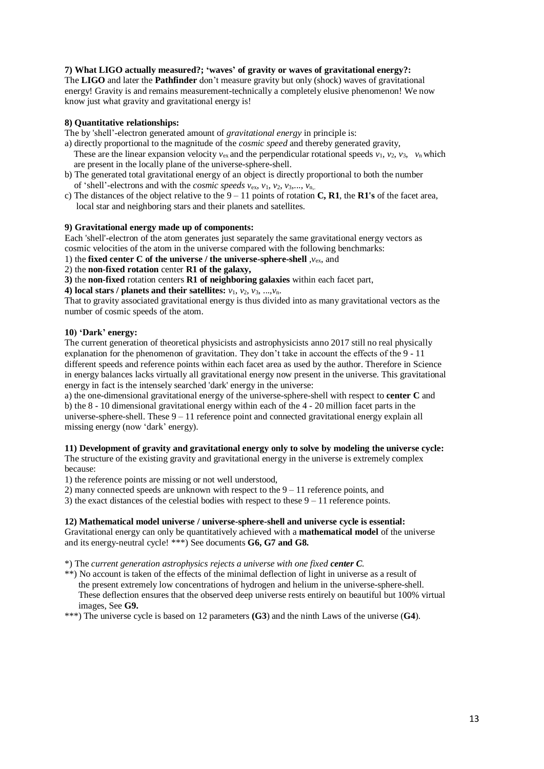**7) What LIGO actually measured?; 'waves' of gravity or waves of gravitational energy?:**

The **LIGO** and later the **Pathfinder** don't measure gravity but only (shock) waves of gravitational energy! Gravity is and remains measurement-technically a completely elusive phenomenon! We now know just what gravity and gravitational energy is!

**8) Quantitative relationships:**

The by 'shell'-electron generated amount of *gravitational energy* in principle is:

a) directly proportional to the magnitude of the *cosmic speed* and thereby generated gravity, These are the linear expansion velocity $v_{ex}$ and the perpendicular rotational speeds $v_1$, $v_2$, $v_3$, $v_n$ which are present in the locally plane of the universe-sphere-shell.

b) The generated total gravitational energy of an object is directly proportional to both the number of 'shell'-electrons and with the *cosmic speeds* $v_{ex}$, $v_1$, $v_2$, $v_3$,..., $v_n$.

c) The distances of the object relative to the 9 – 11 points of rotation **C, R1**, the **R1's** of the facet area, local star and neighboring stars and their planets and satellites.

**9) Gravitational energy made up of components:**

Each 'shell'-electron of the atom generates just separately the same gravitational energy vectors as cosmic velocities of the atom in the universe compared with the following benchmarks:

1) the **fixed center C of the universe / the universe-sphere-shell** ,$v_{ex}$, and

2) the **non-fixed rotation** center **R1 of the galaxy,**

**3)** the **non-fixed** rotation centers **R1 of neighboring galaxies** within each facet part,

**4) local stars / planets and their satellites:** $v_1$, $v_2$, $v_3$, ...,$v_n$.

That to gravity associated gravitational energy is thus divided into as many gravitational vectors as the number of cosmic speeds of the atom.

**10) 'Dark' energy:**

The current generation of theoretical physicists and astrophysicists anno 2017 still no real physically explanation for the phenomenon of gravitation. They don't take in account the effects of the 9 - 11 different speeds and reference points within each facet area as used by the author. Therefore in Science in energy balances lacks virtually all gravitational energy now present in the universe. This gravitational energy in fact is the intensely searched 'dark' energy in the universe:

a) the one-dimensional gravitational energy of the universe-sphere-shell with respect to **center C** and

b) the 8 - 10 dimensional gravitational energy within each of the 4 - 20 million facet parts in the universe-sphere-shell. These 9 – 11 reference point and connected gravitational energy explain all missing energy (now 'dark' energy).

**11) Development of gravity and gravitational energy only to solve by modeling the universe cycle:**

The structure of the existing gravity and gravitational energy in the universe is extremely complex because:

1) the reference points are missing or not well understood,

2) many connected speeds are unknown with respect to the 9 – 11 reference points, and

3) the exact distances of the celestial bodies with respect to these 9 – 11 reference points.

**12) Mathematical model universe / universe-sphere-shell and universe cycle is essential:**

Gravitational energy can only be quantitatively achieved with a **mathematical model** of the universe and its energy-neutral cycle! ***) See documents **G6, G7 and G8.**

*) The *current generation astrophysics rejects a universe with one fixed **center C**.*

**) No account is taken of the effects of the minimal deflection of light in universe as a result of the present extremely low concentrations of hydrogen and helium in the universe-sphere-shell. These deflection ensures that the observed deep universe rests entirely on beautiful but 100% virtual images, See **G9.**

***) The universe cycle is based on 12 parameters **(G3)** and the ninth Laws of the universe (**G4**).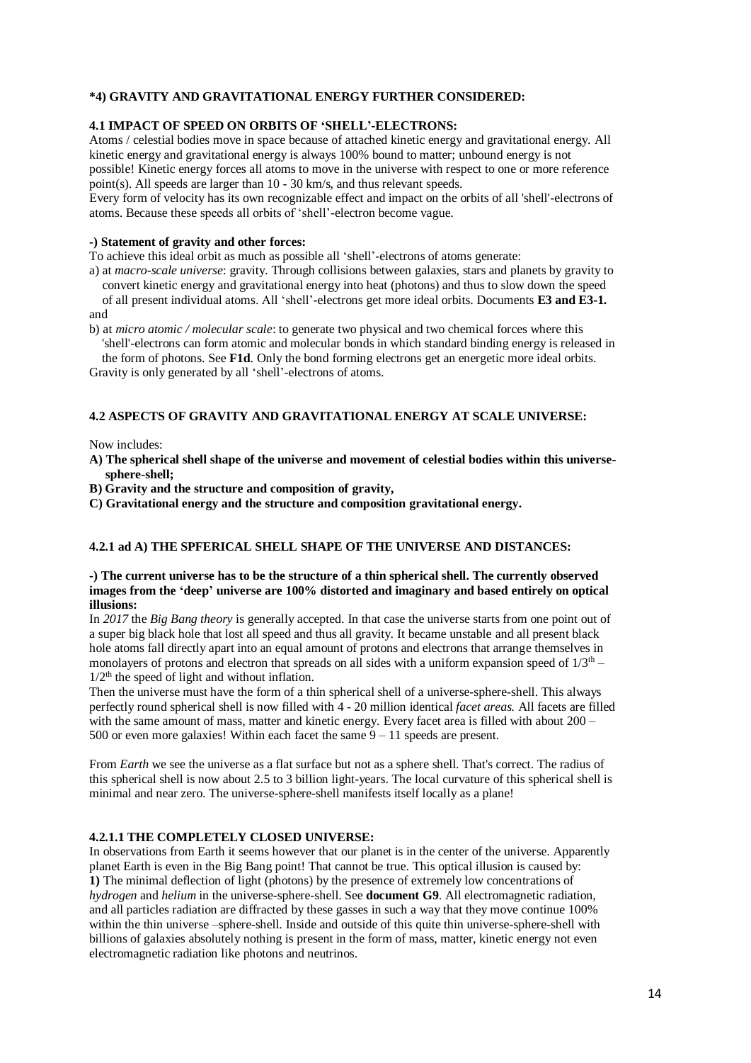### *4) GRAVITY AND GRAVITATIONAL ENERGY FURTHER CONSIDERED:

### 4.1 IMPACT OF SPEED ON ORBITS OF 'SHELL'-ELECTRONS:

Atoms / celestial bodies move in space because of attached kinetic energy and gravitational energy. All kinetic energy and gravitational energy is always 100% bound to matter; unbound energy is not possible! Kinetic energy forces all atoms to move in the universe with respect to one or more reference point(s). All speeds are larger than 10 - 30 km/s, and thus relevant speeds.
Every form of velocity has its own recognizable effect and impact on the orbits of all 'shell'-electrons of atoms. Because these speeds all orbits of 'shell'-electron become vague.

**-) Statement of gravity and other forces:**

To achieve this ideal orbit as much as possible all 'shell'-electrons of atoms generate:

a) at *macro-scale universe*: gravity. Through collisions between galaxies, stars and planets by gravity to convert kinetic energy and gravitational energy into heat (photons) and thus to slow down the speed of all present individual atoms. All 'shell'-electrons get more ideal orbits. Documents **E3 and E3-1.**

and

b) at *micro atomic / molecular scale*: to generate two physical and two chemical forces where this 'shell'-electrons can form atomic and molecular bonds in which standard binding energy is released in the form of photons. See **F1d**. Only the bond forming electrons get an energetic more ideal orbits.

Gravity is only generated by all 'shell'-electrons of atoms.

### 4.2 ASPECTS OF GRAVITY AND GRAVITATIONAL ENERGY AT SCALE UNIVERSE:

Now includes:

**A) The spherical shell shape of the universe and movement of celestial bodies within this universe-sphere-shell;**

**B) Gravity and the structure and composition of gravity,**

**C) Gravitational energy and the structure and composition gravitational energy.**

### 4.2.1 ad A) THE SPFERICAL SHELL SHAPE OF THE UNIVERSE AND DISTANCES:

**-) The current universe has to be the structure of a thin spherical shell. The currently observed images from the 'deep' universe are 100% distorted and imaginary and based entirely on optical illusions:**

In *2017* the *Big Bang theory* is generally accepted. In that case the universe starts from one point out of a super big black hole that lost all speed and thus all gravity. It became unstable and all present black hole atoms fall directly apart into an equal amount of protons and electrons that arrange themselves in monolayers of protons and electron that spreads on all sides with a uniform expansion speed of $1/3^{th}$ – $1/2^{th}$ the speed of light and without inflation.

Then the universe must have the form of a thin spherical shell of a universe-sphere-shell. This always perfectly round spherical shell is now filled with 4 - 20 million identical *facet areas.* All facets are filled with the same amount of mass, matter and kinetic energy. Every facet area is filled with about 200 – 500 or even more galaxies! Within each facet the same 9 – 11 speeds are present.

From *Earth* we see the universe as a flat surface but not as a sphere shell. That's correct. The radius of this spherical shell is now about 2.5 to 3 billion light-years. The local curvature of this spherical shell is minimal and near zero. The universe-sphere-shell manifests itself locally as a plane!

### 4.2.1.1 THE COMPLETELY CLOSED UNIVERSE:

In observations from Earth it seems however that our planet is in the center of the universe. Apparently planet Earth is even in the Big Bang point! That cannot be true. This optical illusion is caused by:

**1)** The minimal deflection of light (photons) by the presence of extremely low concentrations of *hydrogen* and *helium* in the universe-sphere-shell. See **document G9**. All electromagnetic radiation, and all particles radiation are diffracted by these gasses in such a way that they move continue 100% within the thin universe –sphere-shell. Inside and outside of this quite thin universe-sphere-shell with billions of galaxies absolutely nothing is present in the form of mass, matter, kinetic energy not even electromagnetic radiation like photons and neutrinos.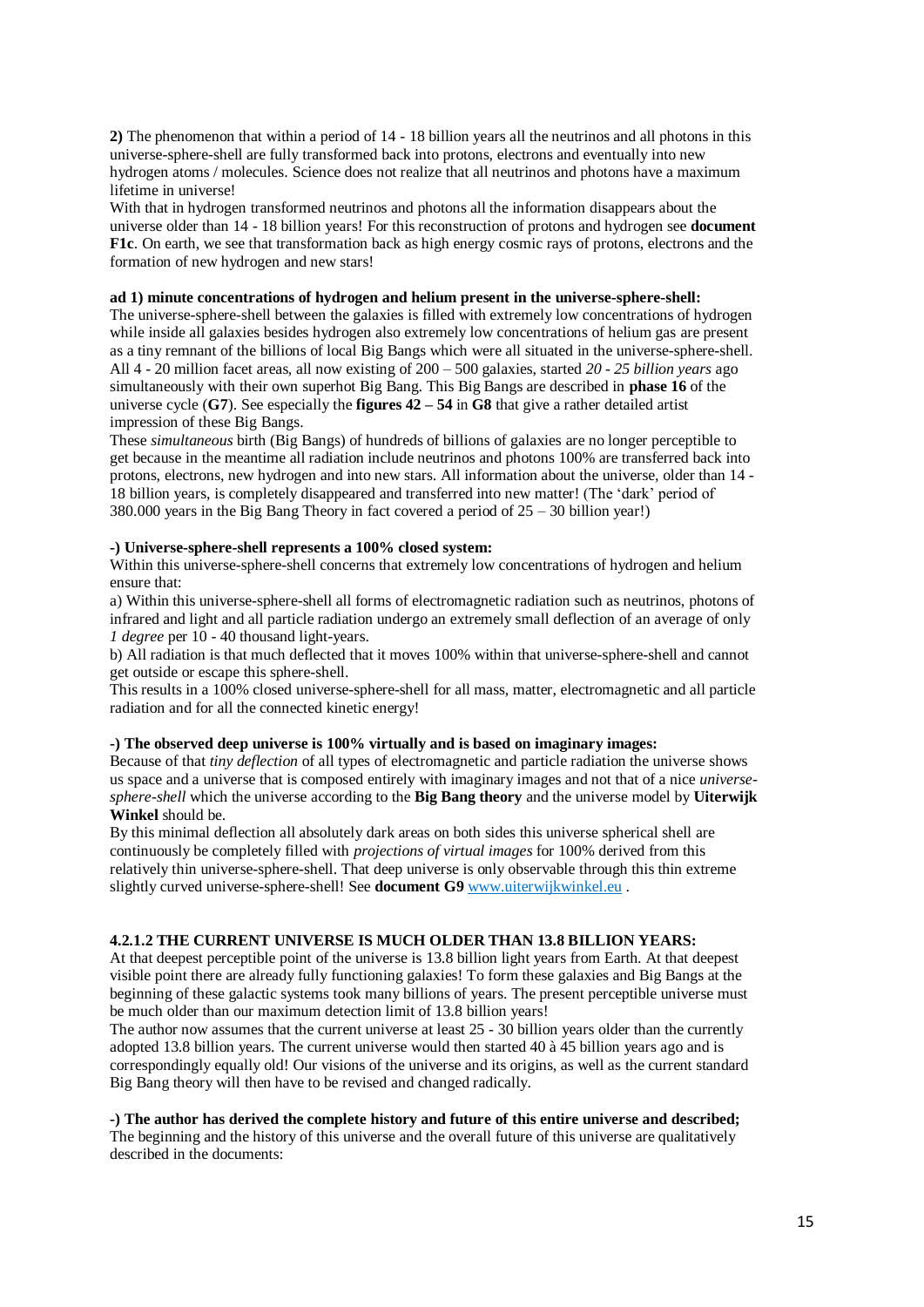**2)** The phenomenon that within a period of 14 - 18 billion years all the neutrinos and all photons in this universe-sphere-shell are fully transformed back into protons, electrons and eventually into new hydrogen atoms / molecules. Science does not realize that all neutrinos and photons have a maximum lifetime in universe!

With that in hydrogen transformed neutrinos and photons all the information disappears about the universe older than 14 - 18 billion years! For this reconstruction of protons and hydrogen see **document F1c**. On earth, we see that transformation back as high energy cosmic rays of protons, electrons and the formation of new hydrogen and new stars!

**ad 1) minute concentrations of hydrogen and helium present in the universe-sphere-shell:**

The universe-sphere-shell between the galaxies is filled with extremely low concentrations of hydrogen while inside all galaxies besides hydrogen also extremely low concentrations of helium gas are present as a tiny remnant of the billions of local Big Bangs which were all situated in the universe-sphere-shell. All 4 - 20 million facet areas, all now existing of 200 – 500 galaxies, started *20 - 25 billion years* ago simultaneously with their own superhot Big Bang. This Big Bangs are described in **phase 16** of the universe cycle (**G7**). See especially the **figures 42 – 54** in **G8** that give a rather detailed artist impression of these Big Bangs.

These *simultaneous* birth (Big Bangs) of hundreds of billions of galaxies are no longer perceptible to get because in the meantime all radiation include neutrinos and photons 100% are transferred back into protons, electrons, new hydrogen and into new stars. All information about the universe, older than 14 - 18 billion years, is completely disappeared and transferred into new matter! (The 'dark' period of 380.000 years in the Big Bang Theory in fact covered a period of 25 – 30 billion year!)

**-) Universe-sphere-shell represents a 100% closed system:**

Within this universe-sphere-shell concerns that extremely low concentrations of hydrogen and helium ensure that:

a) Within this universe-sphere-shell all forms of electromagnetic radiation such as neutrinos, photons of infrared and light and all particle radiation undergo an extremely small deflection of an average of only *1 degree* per 10 - 40 thousand light-years.

b) All radiation is that much deflected that it moves 100% within that universe-sphere-shell and cannot get outside or escape this sphere-shell.

This results in a 100% closed universe-sphere-shell for all mass, matter, electromagnetic and all particle radiation and for all the connected kinetic energy!

**-) The observed deep universe is 100% virtually and is based on imaginary images:**

Because of that *tiny deflection* of all types of electromagnetic and particle radiation the universe shows us space and a universe that is composed entirely with imaginary images and not that of a nice *universe-sphere-shell* which the universe according to the **Big Bang theory** and the universe model by **Uiterwijk Winkel** should be.

By this minimal deflection all absolutely dark areas on both sides this universe spherical shell are continuously be completely filled with *projections of virtual images* for 100% derived from this relatively thin universe-sphere-shell. That deep universe is only observable through this thin extreme slightly curved universe-sphere-shell! See **document G9** www.uiterwijkwinkel.eu .

#### 4.2.1.2 THE CURRENT UNIVERSE IS MUCH OLDER THAN 13.8 BILLION YEARS:

At that deepest perceptible point of the universe is 13.8 billion light years from Earth. At that deepest visible point there are already fully functioning galaxies! To form these galaxies and Big Bangs at the beginning of these galactic systems took many billions of years. The present perceptible universe must be much older than our maximum detection limit of 13.8 billion years!

The author now assumes that the current universe at least 25 - 30 billion years older than the currently adopted 13.8 billion years. The current universe would then started 40 à 45 billion years ago and is correspondingly equally old! Our visions of the universe and its origins, as well as the current standard Big Bang theory will then have to be revised and changed radically.

**-) The author has derived the complete history and future of this entire universe and described;**

The beginning and the history of this universe and the overall future of this universe are qualitatively described in the documents: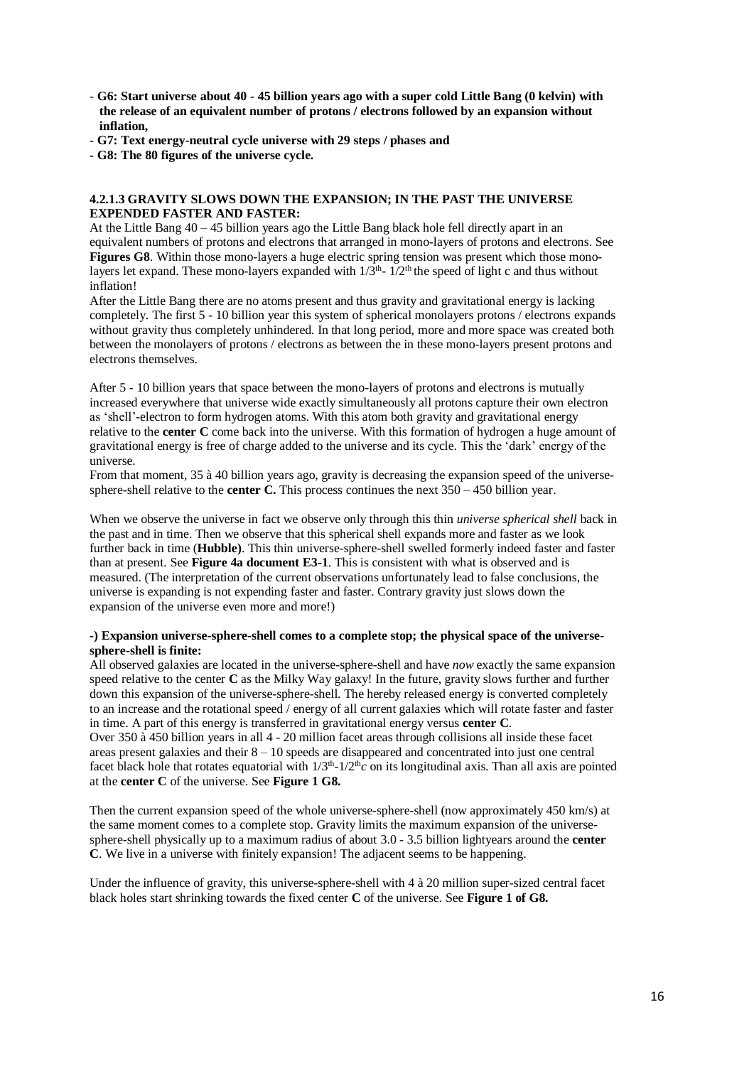- **G6: Start universe about 40 - 45 billion years ago with a super cold Little Bang (0 kelvin) with the release of an equivalent number of protons / electrons followed by an expansion without inflation,**
- **G7: Text energy-neutral cycle universe with 29 steps / phases and**
- **G8: The 80 figures of the universe cycle.**

#### 4.2.1.3 GRAVITY SLOWS DOWN THE EXPANSION; IN THE PAST THE UNIVERSE EXPENDED FASTER AND FASTER:

At the Little Bang 40 – 45 billion years ago the Little Bang black hole fell directly apart in an equivalent numbers of protons and electrons that arranged in mono-layers of protons and electrons. See **Figures G8**. Within those mono-layers a huge electric spring tension was present which those mono-layers let expand. These mono-layers expanded with $1/3^{th}$- $1/2^{th}$ the speed of light c and thus without inflation!

After the Little Bang there are no atoms present and thus gravity and gravitational energy is lacking completely. The first 5 - 10 billion year this system of spherical monolayers protons / electrons expands without gravity thus completely unhindered. In that long period, more and more space was created both between the monolayers of protons / electrons as between the in these mono-layers present protons and electrons themselves.

After 5 - 10 billion years that space between the mono-layers of protons and electrons is mutually increased everywhere that universe wide exactly simultaneously all protons capture their own electron as 'shell'-electron to form hydrogen atoms. With this atom both gravity and gravitational energy relative to the **center C** come back into the universe. With this formation of hydrogen a huge amount of gravitational energy is free of charge added to the universe and its cycle. This the 'dark' energy of the universe.

From that moment, 35 à 40 billion years ago, gravity is decreasing the expansion speed of the universe-sphere-shell relative to the **center C.** This process continues the next 350 – 450 billion year.

When we observe the universe in fact we observe only through this thin *universe spherical shell* back in the past and in time. Then we observe that this spherical shell expands more and faster as we look further back in time (**Hubble)**. This thin universe-sphere-shell swelled formerly indeed faster and faster than at present. See **Figure 4a document E3-1**. This is consistent with what is observed and is measured. (The interpretation of the current observations unfortunately lead to false conclusions, the universe is expanding is not expending faster and faster. Contrary gravity just slows down the expansion of the universe even more and more!)

**-) Expansion universe-sphere-shell comes to a complete stop; the physical space of the universe-sphere-shell is finite:**

All observed galaxies are located in the universe-sphere-shell and have *now* exactly the same expansion speed relative to the center **C** as the Milky Way galaxy! In the future, gravity slows further and further down this expansion of the universe-sphere-shell. The hereby released energy is converted completely to an increase and the rotational speed / energy of all current galaxies which will rotate faster and faster in time. A part of this energy is transferred in gravitational energy versus **center C**.

Over 350 à 450 billion years in all 4 - 20 million facet areas through collisions all inside these facet areas present galaxies and their 8 – 10 speeds are disappeared and concentrated into just one central facet black hole that rotates equatorial with $1/3^{th}$-$1/2^{th}c$ on its longitudinal axis. Than all axis are pointed at the **center C** of the universe. See **Figure 1 G8.**

Then the current expansion speed of the whole universe-sphere-shell (now approximately 450 km/s) at the same moment comes to a complete stop. Gravity limits the maximum expansion of the universe-sphere-shell physically up to a maximum radius of about 3.0 - 3.5 billion lightyears around the **center C**. We live in a universe with finitely expansion! The adjacent seems to be happening.

Under the influence of gravity, this universe-sphere-shell with 4 à 20 million super-sized central facet black holes start shrinking towards the fixed center **C** of the universe. See **Figure 1 of G8.**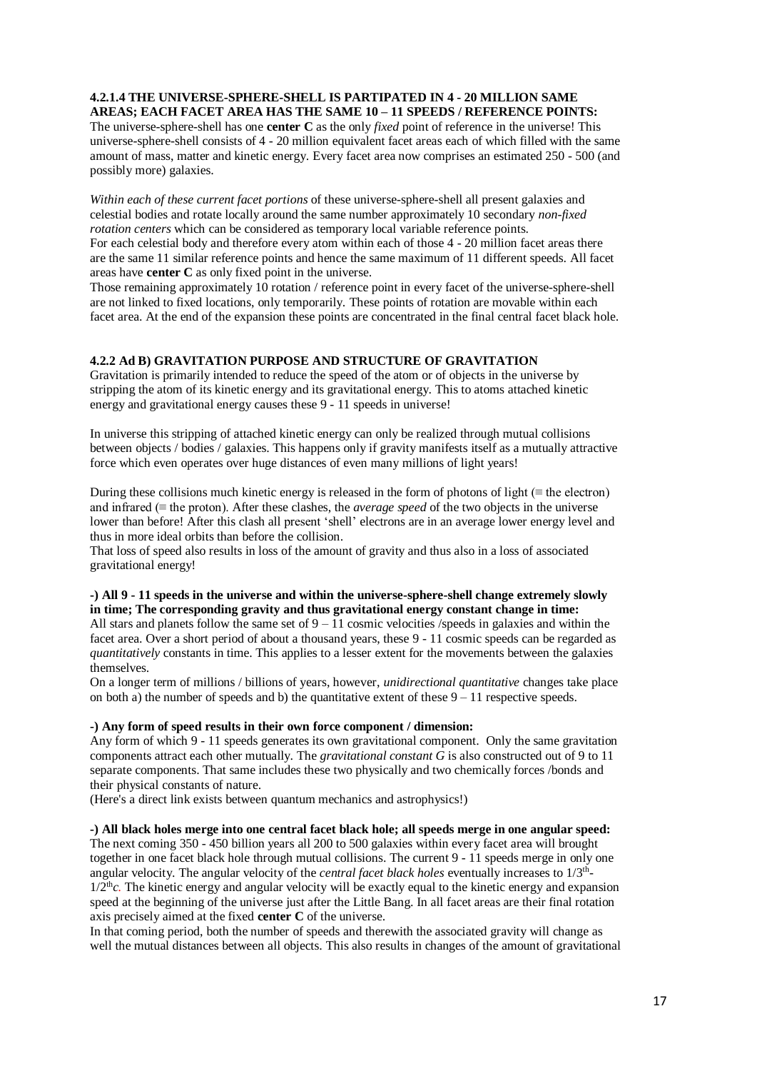#### 4.2.1.4 THE UNIVERSE-SPHERE-SHELL IS PARTIPATED IN 4 - 20 MILLION SAME AREAS; EACH FACET AREA HAS THE SAME 10 – 11 SPEEDS / REFERENCE POINTS:

The universe-sphere-shell has one **center C** as the only *fixed* point of reference in the universe! This universe-sphere-shell consists of 4 - 20 million equivalent facet areas each of which filled with the same amount of mass, matter and kinetic energy. Every facet area now comprises an estimated 250 - 500 (and possibly more) galaxies.

*Within each of these current facet portions* of these universe-sphere-shell all present galaxies and celestial bodies and rotate locally around the same number approximately 10 secondary *non-fixed rotation centers* which can be considered as temporary local variable reference points.
For each celestial body and therefore every atom within each of those 4 - 20 million facet areas there are the same 11 similar reference points and hence the same maximum of 11 different speeds. All facet areas have **center C** as only fixed point in the universe.
Those remaining approximately 10 rotation / reference point in every facet of the universe-sphere-shell are not linked to fixed locations, only temporarily. These points of rotation are movable within each facet area. At the end of the expansion these points are concentrated in the final central facet black hole.

### 4.2.2 Ad B) GRAVITATION PURPOSE AND STRUCTURE OF GRAVITATION

Gravitation is primarily intended to reduce the speed of the atom or of objects in the universe by stripping the atom of its kinetic energy and its gravitational energy. This to atoms attached kinetic energy and gravitational energy causes these 9 - 11 speeds in universe!

In universe this stripping of attached kinetic energy can only be realized through mutual collisions between objects / bodies / galaxies. This happens only if gravity manifests itself as a mutually attractive force which even operates over huge distances of even many millions of light years!

During these collisions much kinetic energy is released in the form of photons of light (≡ the electron) and infrared (≡ the proton). After these clashes, the *average speed* of the two objects in the universe lower than before! After this clash all present 'shell' electrons are in an average lower energy level and thus in more ideal orbits than before the collision.
That loss of speed also results in loss of the amount of gravity and thus also in a loss of associated gravitational energy!

**-) All 9 - 11 speeds in the universe and within the universe-sphere-shell change extremely slowly in time; The corresponding gravity and thus gravitational energy constant change in time:**
All stars and planets follow the same set of 9 – 11 cosmic velocities /speeds in galaxies and within the facet area. Over a short period of about a thousand years, these 9 - 11 cosmic speeds can be regarded as *quantitatively* constants in time. This applies to a lesser extent for the movements between the galaxies themselves.
On a longer term of millions / billions of years, however, *unidirectional quantitative* changes take place on both a) the number of speeds and b) the quantitative extent of these 9 – 11 respective speeds.

**-) Any form of speed results in their own force component / dimension:**
Any form of which 9 - 11 speeds generates its own gravitational component. Only the same gravitation components attract each other mutually. The *gravitational constant G* is also constructed out of 9 to 11 separate components. That same includes these two physically and two chemically forces /bonds and their physical constants of nature.
(Here's a direct link exists between quantum mechanics and astrophysics!)

**-) All black holes merge into one central facet black hole; all speeds merge in one angular speed:**
The next coming 350 - 450 billion years all 200 to 500 galaxies within every facet area will brought together in one facet black hole through mutual collisions. The current 9 - 11 speeds merge in only one angular velocity. The angular velocity of the *central facet black holes* eventually increases to $1/3^{th}$- $1/2^{th}c$. The kinetic energy and angular velocity will be exactly equal to the kinetic energy and expansion speed at the beginning of the universe just after the Little Bang. In all facet areas are their final rotation axis precisely aimed at the fixed **center C** of the universe.
In that coming period, both the number of speeds and therewith the associated gravity will change as well the mutual distances between all objects. This also results in changes of the amount of gravitational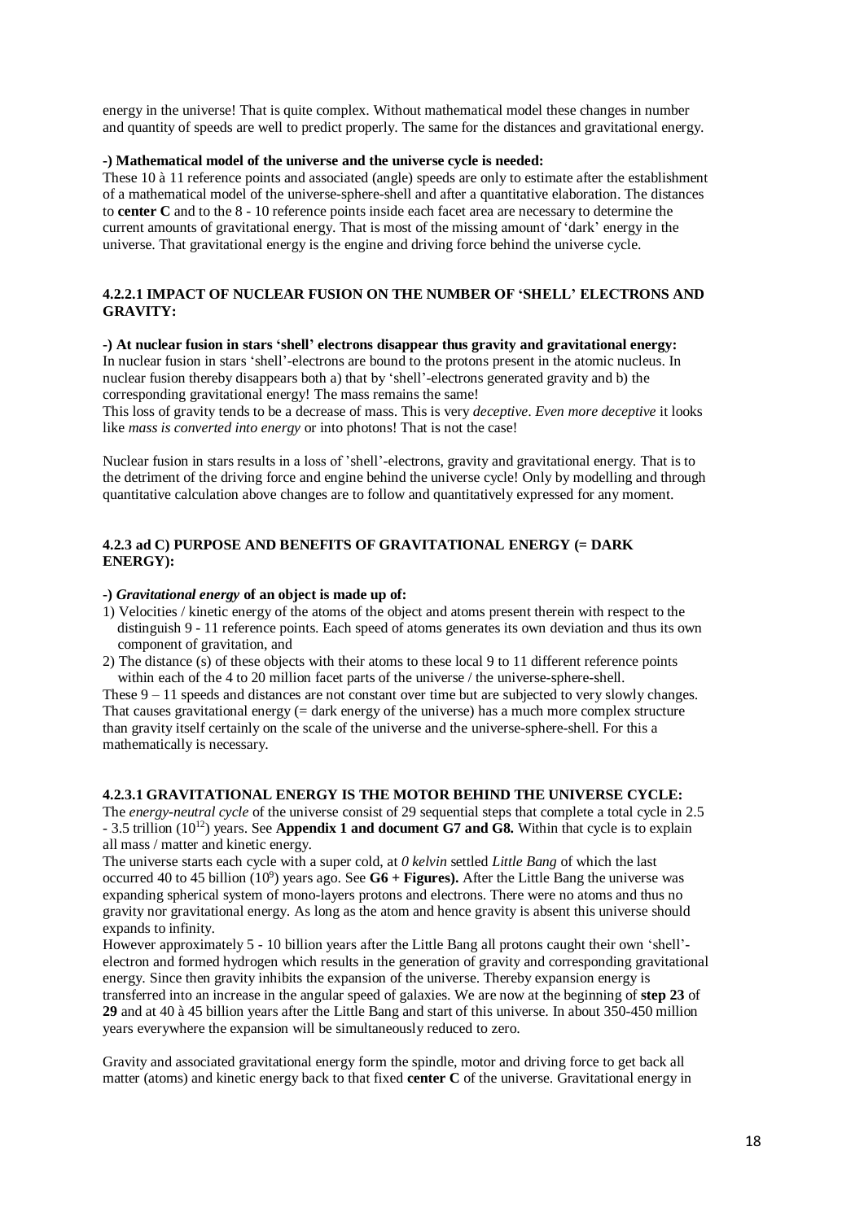energy in the universe! That is quite complex. Without mathematical model these changes in number and quantity of speeds are well to predict properly. The same for the distances and gravitational energy.

**-) Mathematical model of the universe and the universe cycle is needed:**

These 10 à 11 reference points and associated (angle) speeds are only to estimate after the establishment of a mathematical model of the universe-sphere-shell and after a quantitative elaboration. The distances to **center C** and to the 8 - 10 reference points inside each facet area are necessary to determine the current amounts of gravitational energy. That is most of the missing amount of 'dark' energy in the universe. That gravitational energy is the engine and driving force behind the universe cycle.

#### 4.2.2.1 IMPACT OF NUCLEAR FUSION ON THE NUMBER OF 'SHELL' ELECTRONS AND GRAVITY:

**-) At nuclear fusion in stars 'shell' electrons disappear thus gravity and gravitational energy:**

In nuclear fusion in stars 'shell'-electrons are bound to the protons present in the atomic nucleus. In nuclear fusion thereby disappears both a) that by 'shell'-electrons generated gravity and b) the corresponding gravitational energy! The mass remains the same!

This loss of gravity tends to be a decrease of mass. This is very *deceptive*. *Even more deceptive* it looks like *mass is converted into energy* or into photons! That is not the case!

Nuclear fusion in stars results in a loss of 'shell'-electrons, gravity and gravitational energy. That is to the detriment of the driving force and engine behind the universe cycle! Only by modelling and through quantitative calculation above changes are to follow and quantitatively expressed for any moment.

### 4.2.3 ad C) PURPOSE AND BENEFITS OF GRAVITATIONAL ENERGY (= DARK ENERGY):

**-) *Gravitational energy* of an object is made up of:**

1) Velocities / kinetic energy of the atoms of the object and atoms present therein with respect to the distinguish 9 - 11 reference points. Each speed of atoms generates its own deviation and thus its own component of gravitation, and
2) The distance (s) of these objects with their atoms to these local 9 to 11 different reference points within each of the 4 to 20 million facet parts of the universe / the universe-sphere-shell.

These 9 – 11 speeds and distances are not constant over time but are subjected to very slowly changes. That causes gravitational energy (= dark energy of the universe) has a much more complex structure than gravity itself certainly on the scale of the universe and the universe-sphere-shell. For this a mathematically is necessary.

#### 4.2.3.1 GRAVITATIONAL ENERGY IS THE MOTOR BEHIND THE UNIVERSE CYCLE:

The *energy-neutral cycle* of the universe consist of 29 sequential steps that complete a total cycle in 2.5 - 3.5 trillion ($10^{12}$) years. See **Appendix 1 and document G7 and G8.** Within that cycle is to explain all mass / matter and kinetic energy.

The universe starts each cycle with a super cold, at *0 kelvin* settled *Little Bang* of which the last occurred 40 to 45 billion ($10^{9}$) years ago. See **G6 + Figures).** After the Little Bang the universe was expanding spherical system of mono-layers protons and electrons. There were no atoms and thus no gravity nor gravitational energy. As long as the atom and hence gravity is absent this universe should expands to infinity.

However approximately 5 - 10 billion years after the Little Bang all protons caught their own 'shell'-electron and formed hydrogen which results in the generation of gravity and corresponding gravitational energy. Since then gravity inhibits the expansion of the universe. Thereby expansion energy is transferred into an increase in the angular speed of galaxies. We are now at the beginning of **step 23** of **29** and at 40 à 45 billion years after the Little Bang and start of this universe. In about 350-450 million years everywhere the expansion will be simultaneously reduced to zero.

Gravity and associated gravitational energy form the spindle, motor and driving force to get back all matter (atoms) and kinetic energy back to that fixed **center C** of the universe. Gravitational energy in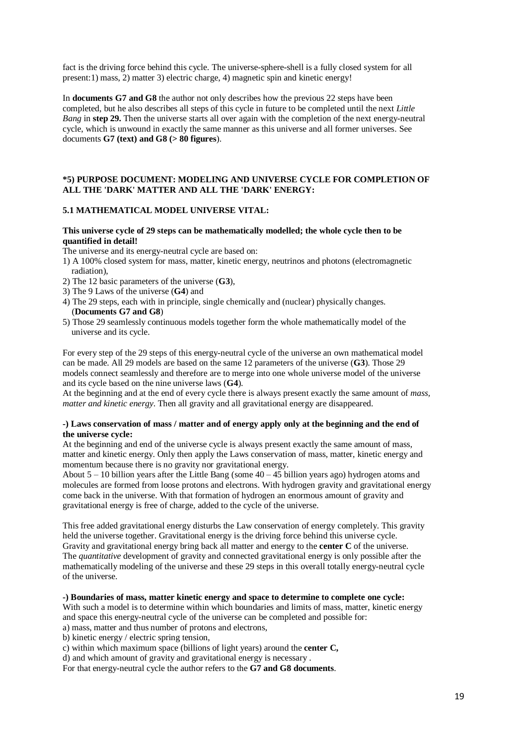fact is the driving force behind this cycle. The universe-sphere-shell is a fully closed system for all present:1) mass, 2) matter 3) electric charge, 4) magnetic spin and kinetic energy!

In **documents G7 and G8** the author not only describes how the previous 22 steps have been completed, but he also describes all steps of this cycle in future to be completed until the next *Little Bang* in **step 29.** Then the universe starts all over again with the completion of the next energy-neutral cycle, which is unwound in exactly the same manner as this universe and all former universes. See documents **G7 (text) and G8 (> 80 figures**).

### *5) PURPOSE DOCUMENT: MODELING AND UNIVERSE CYCLE FOR COMPLETION OF ALL THE 'DARK' MATTER AND ALL THE 'DARK' ENERGY:

#### 5.1 MATHEMATICAL MODEL UNIVERSE VITAL:

**This universe cycle of 29 steps can be mathematically modelled; the whole cycle then to be quantified in detail!**

The universe and its energy-neutral cycle are based on:

1) A 100% closed system for mass, matter, kinetic energy, neutrinos and photons (electromagnetic radiation),
2) The 12 basic parameters of the universe (**G3**),
3) The 9 Laws of the universe (**G4**) and
4) The 29 steps, each with in principle, single chemically and (nuclear) physically changes. (**Documents G7 and G8**)
5) Those 29 seamlessly continuous models together form the whole mathematically model of the universe and its cycle.

For every step of the 29 steps of this energy-neutral cycle of the universe an own mathematical model can be made. All 29 models are based on the same 12 parameters of the universe (**G3**). Those 29 models connect seamlessly and therefore are to merge into one whole universe model of the universe and its cycle based on the nine universe laws (**G4**).

At the beginning and at the end of every cycle there is always present exactly the same amount of *mass, matter and kinetic energy*. Then all gravity and all gravitational energy are disappeared.

**-) Laws conservation of mass / matter and of energy apply only at the beginning and the end of the universe cycle:**

At the beginning and end of the universe cycle is always present exactly the same amount of mass, matter and kinetic energy. Only then apply the Laws conservation of mass, matter, kinetic energy and momentum because there is no gravity nor gravitational energy.

About 5 – 10 billion years after the Little Bang (some 40 – 45 billion years ago) hydrogen atoms and molecules are formed from loose protons and electrons. With hydrogen gravity and gravitational energy come back in the universe. With that formation of hydrogen an enormous amount of gravity and gravitational energy is free of charge, added to the cycle of the universe.

This free added gravitational energy disturbs the Law conservation of energy completely. This gravity held the universe together. Gravitational energy is the driving force behind this universe cycle. Gravity and gravitational energy bring back all matter and energy to the **center C** of the universe. The *quantitative* development of gravity and connected gravitational energy is only possible after the mathematically modeling of the universe and these 29 steps in this overall totally energy-neutral cycle of the universe.

**-) Boundaries of mass, matter kinetic energy and space to determine to complete one cycle:**

With such a model is to determine within which boundaries and limits of mass, matter, kinetic energy and space this energy-neutral cycle of the universe can be completed and possible for:

a) mass, matter and thus number of protons and electrons,
b) kinetic energy / electric spring tension,
c) within which maximum space (billions of light years) around the **center C,**
d) and which amount of gravity and gravitational energy is necessary .

For that energy-neutral cycle the author refers to the **G7 and G8 documents**.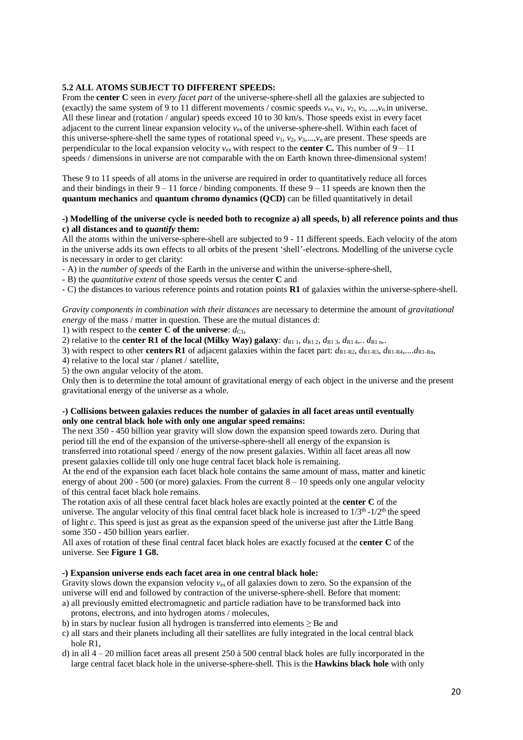### 5.2 ALL ATOMS SUBJECT TO DIFFERENT SPEEDS:

From the **center C** seen in *every facet part* of the universe-sphere-shell all the galaxies are subjected to (exactly) the same system of 9 to 11 different movements / cosmic speeds $v_{ex}$, $v_1$, $v_2$, $v_3$, ...,$v_n$ in universe.. All these linear and (rotation / angular) speeds exceed 10 to 30 km/s. Those speeds exist in every facet adjacent to the current linear expansion velocity $v_{ex}$ of the universe-sphere-shell. Within each facet of this universe-sphere-shell the same types of rotational speed $v_1$, $v_2$, $v_3$,...,$v_n$ are present. These speeds are perpendicular to the local expansion velocity $v_{ex}$ with respect to the **center C.** This number of 9 – 11 speeds / dimensions in universe are not comparable with the on Earth known three-dimensional system!

These 9 to 11 speeds of all atoms in the universe are required in order to quantitatively reduce all forces and their bindings in their 9 – 11 force / binding components. If these 9 – 11 speeds are known then the **quantum mechanics** and **quantum chromo dynamics (QCD)** can be filled quantitatively in detail

**-) Modelling of the universe cycle is needed both to recognize a) all speeds, b) all reference points and thus c) all distances and to *quantify* them:**

All the atoms within the universe-sphere-shell are subjected to 9 - 11 different speeds. Each velocity of the atom in the universe adds its own effects to all orbits of the present 'shell'-electrons. Modelling of the universe cycle is necessary in order to get clarity:

- A) in the *number of speeds* of the Earth in the universe and within the universe-sphere-shell,
- B) the *quantitative extent* of those speeds versus the center **C** and
- C) the distances to various reference points and rotation points **R1** of galaxies within the universe-sphere-shell.

*Gravity components in combination with their distances* are necessary to determine the amount of *gravitational energy* of the mass / matter in question. These are the mutual distances d:

1) with respect to the **center C of the universe**: $d_{C1}$,
2) relative to the **center R1 of the local (Milky Way) galaxy**: $d_{R1\,1}$, $d_{R1\,2}$, $d_{R1\,3}$, $d_{R1\,4}$,.. $d_{R1\,n}$,.
3) with respect to other **centers R1** of adjacent galaxies within the facet part: $d_{R1\text{-}R2}$, $d_{R1\text{-}R3}$, $d_{R1\text{-}R4}$,....$d_{R1\text{-}Rn}$,
4) relative to the local star / planet / satellite,
5) the own angular velocity of the atom.

Only then is to determine the total amount of gravitational energy of each object in the universe and the present gravitational energy of the universe as a whole.

**-) Collisions between galaxies reduces the number of galaxies in all facet areas until eventually only one central black hole with only one angular speed remains:**

The next 350 - 450 billion year gravity will slow down the expansion speed towards zero. During that period till the end of the expansion of the universe-sphere-shell all energy of the expansion is transferred into rotational speed / energy of the now present galaxies. Within all facet areas all now present galaxies collide till only one huge central facet black hole is remaining.

At the end of the expansion each facet black hole contains the same amount of mass, matter and kinetic energy of about 200 - 500 (or more) galaxies. From the current 8 – 10 speeds only one angular velocity of this central facet black hole remains.

The rotation axis of all these central facet black holes are exactly pointed at the **center C** of the universe. The angular velocity of this final central facet black hole is increased to $1/3^{th}$ -$1/2^{th}$ the speed of light *c*. This speed is just as great as the expansion speed of the universe just after the Little Bang some 350 - 450 billion years earlier.

All axes of rotation of these final central facet black holes are exactly focused at the **center C** of the universe. See **Figure 1 G8.**

**-) Expansion universe ends each facet area in one central black hole:**

Gravity slows down the expansion velocity $v_{ex}$ of all galaxies down to zero. So the expansion of the universe will end and followed by contraction of the universe-sphere-shell. Before that moment:

a) all previously emitted electromagnetic and particle radiation have to be transformed back into protons, electrons, and into hydrogen atoms / molecules,
b) in stars by nuclear fusion all hydrogen is transferred into elements ≥ Be and
c) all stars and their planets including all their satellites are fully integrated in the local central black hole R1,
d) in all 4 – 20 million facet areas all present 250 à 500 central black holes are fully incorporated in the large central facet black hole in the universe-sphere-shell. This is the **Hawkins black hole** with only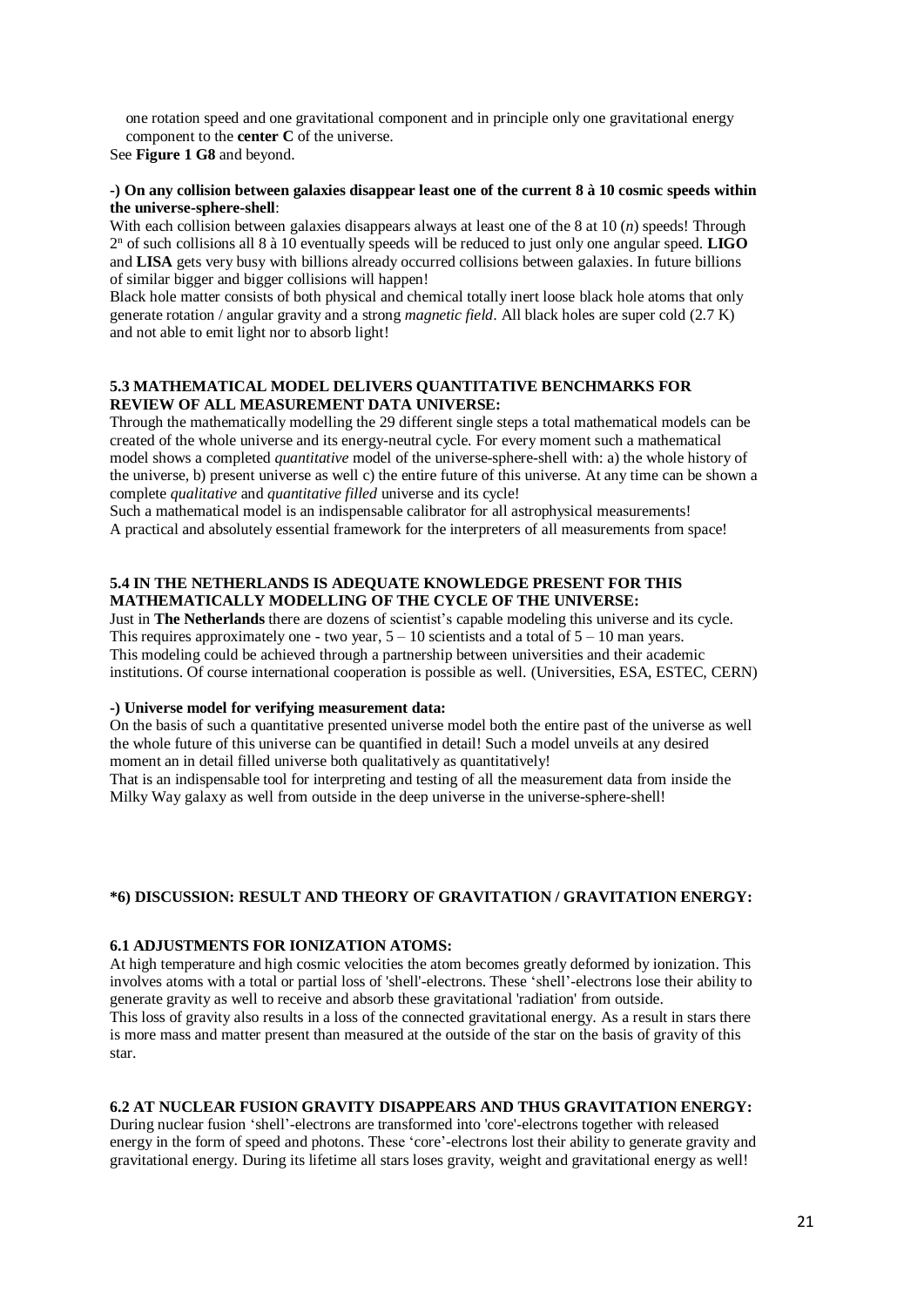one rotation speed and one gravitational component and in principle only one gravitational energy component to the **center C** of the universe.

See **Figure 1 G8** and beyond.

**-) On any collision between galaxies disappear least one of the current 8 à 10 cosmic speeds within the universe-sphere-shell**:

With each collision between galaxies disappears always at least one of the 8 at 10 (*n*) speeds! Through $2^n$ of such collisions all 8 à 10 eventually speeds will be reduced to just only one angular speed. **LIGO** and **LISA** gets very busy with billions already occurred collisions between galaxies. In future billions of similar bigger and bigger collisions will happen!

Black hole matter consists of both physical and chemical totally inert loose black hole atoms that only generate rotation / angular gravity and a strong *magnetic field*. All black holes are super cold (2.7 K) and not able to emit light nor to absorb light!

### 5.3 MATHEMATICAL MODEL DELIVERS QUANTITATIVE BENCHMARKS FOR REVIEW OF ALL MEASUREMENT DATA UNIVERSE:

Through the mathematically modelling the 29 different single steps a total mathematical models can be created of the whole universe and its energy-neutral cycle. For every moment such a mathematical model shows a completed *quantitative* model of the universe-sphere-shell with: a) the whole history of the universe, b) present universe as well c) the entire future of this universe. At any time can be shown a complete *qualitative* and *quantitative filled* universe and its cycle!

Such a mathematical model is an indispensable calibrator for all astrophysical measurements!

A practical and absolutely essential framework for the interpreters of all measurements from space!

### 5.4 IN THE NETHERLANDS IS ADEQUATE KNOWLEDGE PRESENT FOR THIS MATHEMATICALLY MODELLING OF THE CYCLE OF THE UNIVERSE:

Just in **The Netherlands** there are dozens of scientist's capable modeling this universe and its cycle. This requires approximately one - two year, 5 – 10 scientists and a total of 5 – 10 man years.

This modeling could be achieved through a partnership between universities and their academic institutions. Of course international cooperation is possible as well. (Universities, ESA, ESTEC, CERN)

**-) Universe model for verifying measurement data:**

On the basis of such a quantitative presented universe model both the entire past of the universe as well the whole future of this universe can be quantified in detail! Such a model unveils at any desired moment an in detail filled universe both qualitatively as quantitatively!

That is an indispensable tool for interpreting and testing of all the measurement data from inside the Milky Way galaxy as well from outside in the deep universe in the universe-sphere-shell!

## *6) DISCUSSION: RESULT AND THEORY OF GRAVITATION / GRAVITATION ENERGY:

### 6.1 ADJUSTMENTS FOR IONIZATION ATOMS:

At high temperature and high cosmic velocities the atom becomes greatly deformed by ionization. This involves atoms with a total or partial loss of 'shell'-electrons. These 'shell'-electrons lose their ability to generate gravity as well to receive and absorb these gravitational 'radiation' from outside.

This loss of gravity also results in a loss of the connected gravitational energy. As a result in stars there is more mass and matter present than measured at the outside of the star on the basis of gravity of this star.

### 6.2 AT NUCLEAR FUSION GRAVITY DISAPPEARS AND THUS GRAVITATION ENERGY:

During nuclear fusion 'shell'-electrons are transformed into 'core'-electrons together with released energy in the form of speed and photons. These 'core'-electrons lost their ability to generate gravity and gravitational energy. During its lifetime all stars loses gravity, weight and gravitational energy as well!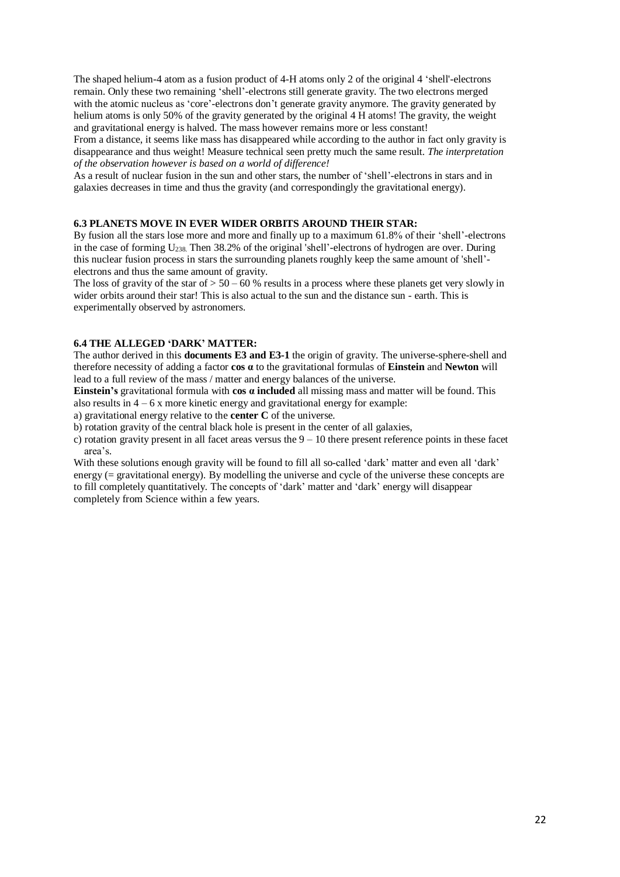The shaped helium-4 atom as a fusion product of 4-H atoms only 2 of the original 4 'shell'-electrons remain. Only these two remaining 'shell'-electrons still generate gravity. The two electrons merged with the atomic nucleus as 'core'-electrons don't generate gravity anymore. The gravity generated by helium atoms is only 50% of the gravity generated by the original 4 H atoms! The gravity, the weight and gravitational energy is halved. The mass however remains more or less constant!
From a distance, it seems like mass has disappeared while according to the author in fact only gravity is disappearance and thus weight! Measure technical seen pretty much the same result. *The interpretation of the observation however is based on a world of difference!*
As a result of nuclear fusion in the sun and other stars, the number of 'shell'-electrons in stars and in galaxies decreases in time and thus the gravity (and correspondingly the gravitational energy).

### 6.3 PLANETS MOVE IN EVER WIDER ORBITS AROUND THEIR STAR:

By fusion all the stars lose more and more and finally up to a maximum 61.8% of their 'shell'-electrons in the case of forming $U_{238}$. Then 38.2% of the original 'shell'-electrons of hydrogen are over. During this nuclear fusion process in stars the surrounding planets roughly keep the same amount of 'shell'-electrons and thus the same amount of gravity.
The loss of gravity of the star of > 50 – 60 % results in a process where these planets get very slowly in wider orbits around their star! This is also actual to the sun and the distance sun - earth. This is experimentally observed by astronomers.

### 6.4 THE ALLEGED 'DARK' MATTER:

The author derived in this **documents E3 and E3-1** the origin of gravity. The universe-sphere-shell and therefore necessity of adding a factor **cos α** to the gravitational formulas of **Einstein** and **Newton** will lead to a full review of the mass / matter and energy balances of the universe.
**Einstein's** gravitational formula with **cos α included** all missing mass and matter will be found. This also results in 4 – 6 x more kinetic energy and gravitational energy for example:

a) gravitational energy relative to the **center C** of the universe.
b) rotation gravity of the central black hole is present in the center of all galaxies,
c) rotation gravity present in all facet areas versus the 9 – 10 there present reference points in these facet area's.

With these solutions enough gravity will be found to fill all so-called 'dark' matter and even all 'dark' energy (= gravitational energy). By modelling the universe and cycle of the universe these concepts are to fill completely quantitatively. The concepts of 'dark' matter and 'dark' energy will disappear completely from Science within a few years.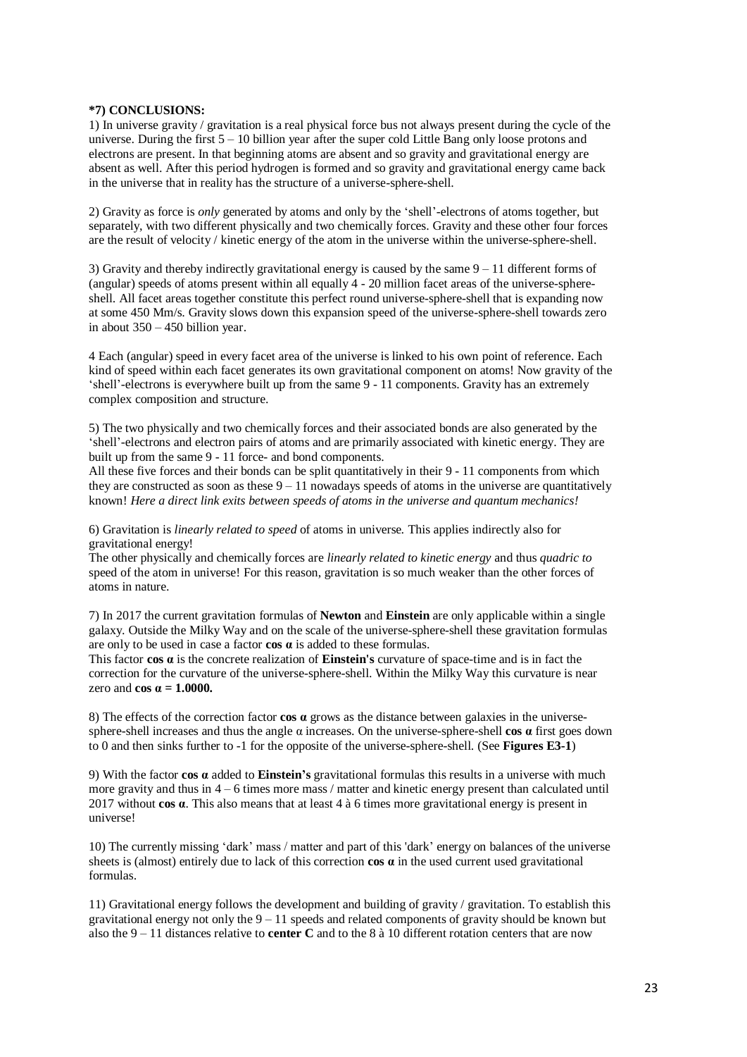**\*7) CONCLUSIONS:**

1) In universe gravity / gravitation is a real physical force bus not always present during the cycle of the universe. During the first 5 – 10 billion year after the super cold Little Bang only loose protons and electrons are present. In that beginning atoms are absent and so gravity and gravitational energy are absent as well. After this period hydrogen is formed and so gravity and gravitational energy came back in the universe that in reality has the structure of a universe-sphere-shell.

2) Gravity as force is *only* generated by atoms and only by the 'shell'-electrons of atoms together, but separately, with two different physically and two chemically forces. Gravity and these other four forces are the result of velocity / kinetic energy of the atom in the universe within the universe-sphere-shell.

3) Gravity and thereby indirectly gravitational energy is caused by the same 9 – 11 different forms of (angular) speeds of atoms present within all equally 4 - 20 million facet areas of the universe-sphere-shell. All facet areas together constitute this perfect round universe-sphere-shell that is expanding now at some 450 Mm/s. Gravity slows down this expansion speed of the universe-sphere-shell towards zero in about 350 – 450 billion year.

4 Each (angular) speed in every facet area of the universe is linked to his own point of reference. Each kind of speed within each facet generates its own gravitational component on atoms! Now gravity of the 'shell'-electrons is everywhere built up from the same 9 - 11 components. Gravity has an extremely complex composition and structure.

5) The two physically and two chemically forces and their associated bonds are also generated by the 'shell'-electrons and electron pairs of atoms and are primarily associated with kinetic energy. They are built up from the same 9 - 11 force- and bond components.
All these five forces and their bonds can be split quantitatively in their 9 - 11 components from which they are constructed as soon as these 9 – 11 nowadays speeds of atoms in the universe are quantitatively known! *Here a direct link exits between speeds of atoms in the universe and quantum mechanics!*

6) Gravitation is *linearly related to speed* of atoms in universe. This applies indirectly also for gravitational energy!
The other physically and chemically forces are *linearly related to kinetic energy* and thus *quadric to* speed of the atom in universe! For this reason, gravitation is so much weaker than the other forces of atoms in nature.

7) In 2017 the current gravitation formulas of **Newton** and **Einstein** are only applicable within a single galaxy. Outside the Milky Way and on the scale of the universe-sphere-shell these gravitation formulas are only to be used in case a factor **cos α** is added to these formulas.
This factor **cos α** is the concrete realization of **Einstein's** curvature of space-time and is in fact the correction for the curvature of the universe-sphere-shell. Within the Milky Way this curvature is near zero and **cos α = 1.0000.**

8) The effects of the correction factor **cos α** grows as the distance between galaxies in the universe-sphere-shell increases and thus the angle α increases. On the universe-sphere-shell **cos α** first goes down to 0 and then sinks further to -1 for the opposite of the universe-sphere-shell. (See **Figures E3-1**)

9) With the factor **cos α** added to **Einstein's** gravitational formulas this results in a universe with much more gravity and thus in 4 – 6 times more mass / matter and kinetic energy present than calculated until 2017 without **cos α**. This also means that at least 4 à 6 times more gravitational energy is present in universe!

10) The currently missing 'dark' mass / matter and part of this 'dark' energy on balances of the universe sheets is (almost) entirely due to lack of this correction **cos α** in the used current used gravitational formulas.

11) Gravitational energy follows the development and building of gravity / gravitation. To establish this gravitational energy not only the 9 – 11 speeds and related components of gravity should be known but also the 9 – 11 distances relative to **center C** and to the 8 à 10 different rotation centers that are now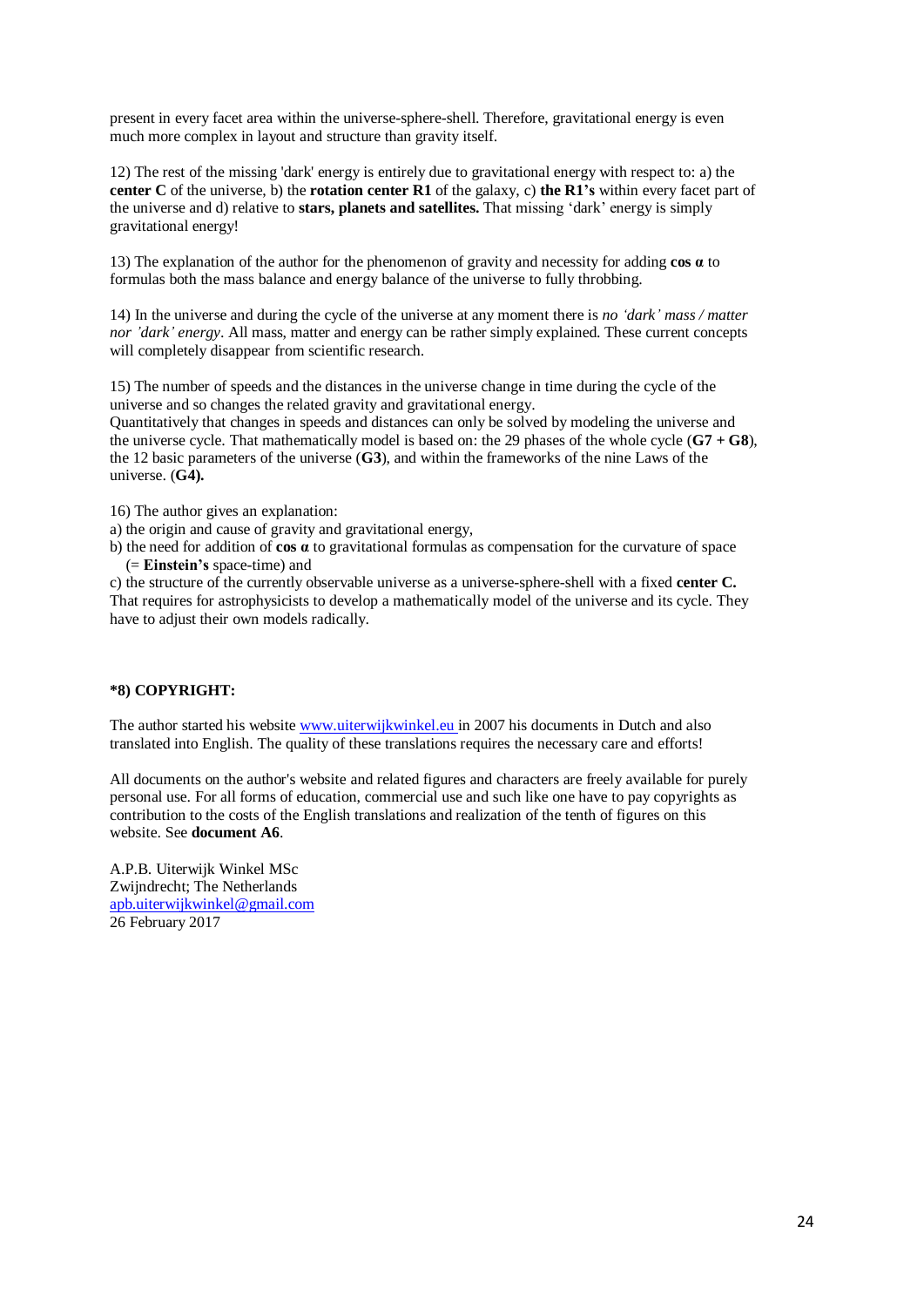present in every facet area within the universe-sphere-shell. Therefore, gravitational energy is even much more complex in layout and structure than gravity itself.

12) The rest of the missing 'dark' energy is entirely due to gravitational energy with respect to: a) the **center C** of the universe, b) the **rotation center R1** of the galaxy, c) **the R1's** within every facet part of the universe and d) relative to **stars, planets and satellites.** That missing 'dark' energy is simply gravitational energy!

13) The explanation of the author for the phenomenon of gravity and necessity for adding **cos α** to formulas both the mass balance and energy balance of the universe to fully throbbing.

14) In the universe and during the cycle of the universe at any moment there is *no 'dark' mass / matter nor 'dark' energy*. All mass, matter and energy can be rather simply explained. These current concepts will completely disappear from scientific research.

15) The number of speeds and the distances in the universe change in time during the cycle of the universe and so changes the related gravity and gravitational energy.
Quantitatively that changes in speeds and distances can only be solved by modeling the universe and the universe cycle. That mathematically model is based on: the 29 phases of the whole cycle (**G7 + G8**), the 12 basic parameters of the universe (**G3**), and within the frameworks of the nine Laws of the universe. (**G4).**

16) The author gives an explanation:

a) the origin and cause of gravity and gravitational energy,

b) the need for addition of **cos α** to gravitational formulas as compensation for the curvature of space (= **Einstein's** space-time) and

c) the structure of the currently observable universe as a universe-sphere-shell with a fixed **center C.**
That requires for astrophysicists to develop a mathematically model of the universe and its cycle. They have to adjust their own models radically.

### *8) COPYRIGHT:

The author started his website www.uiterwijkwinkel.eu in 2007 his documents in Dutch and also translated into English. The quality of these translations requires the necessary care and efforts!

All documents on the author's website and related figures and characters are freely available for purely personal use. For all forms of education, commercial use and such like one have to pay copyrights as contribution to the costs of the English translations and realization of the tenth of figures on this website. See **document A6**.

A.P.B. Uiterwijk Winkel MSc
Zwijndrecht; The Netherlands
apb.uiterwijkwinkel@gmail.com
26 February 2017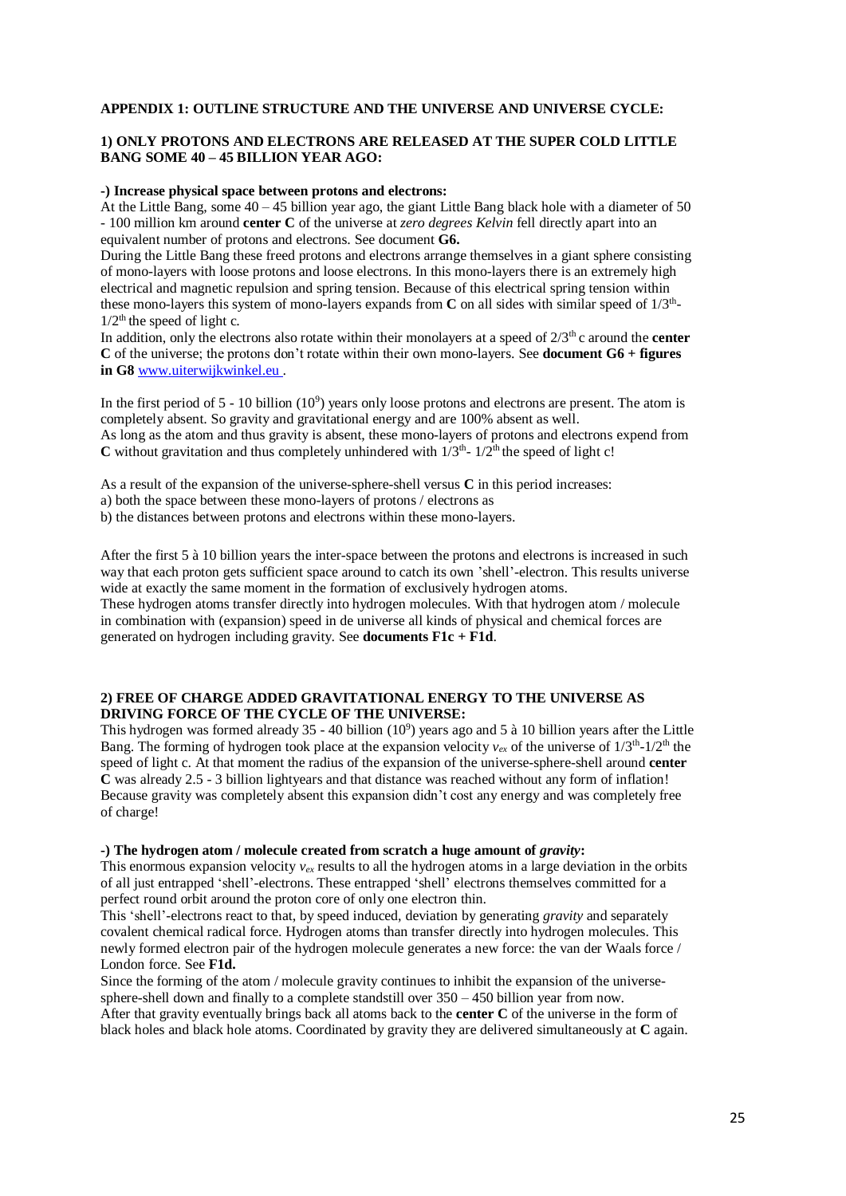## APPENDIX 1: OUTLINE STRUCTURE AND THE UNIVERSE AND UNIVERSE CYCLE:

### 1) ONLY PROTONS AND ELECTRONS ARE RELEASED AT THE SUPER COLD LITTLE BANG SOME 40 – 45 BILLION YEAR AGO:

**-) Increase physical space between protons and electrons:**

At the Little Bang, some 40 – 45 billion year ago, the giant Little Bang black hole with a diameter of 50 - 100 million km around **center C** of the universe at *zero degrees Kelvin* fell directly apart into an equivalent number of protons and electrons. See document **G6.**

During the Little Bang these freed protons and electrons arrange themselves in a giant sphere consisting of mono-layers with loose protons and loose electrons. In this mono-layers there is an extremely high electrical and magnetic repulsion and spring tension. Because of this electrical spring tension within these mono-layers this system of mono-layers expands from **C** on all sides with similar speed of $1/3^{th}$-$1/2^{th}$ the speed of light c.

In addition, only the electrons also rotate within their monolayers at a speed of $2/3^{th}$ c around the **center C** of the universe; the protons don't rotate within their own mono-layers. See **document G6 + figures in G8** www.uiterwijkwinkel.eu .

In the first period of 5 - 10 billion ($10^9$) years only loose protons and electrons are present. The atom is completely absent. So gravity and gravitational energy and are 100% absent as well.

As long as the atom and thus gravity is absent, these mono-layers of protons and electrons expend from **C** without gravitation and thus completely unhindered with $1/3^{th}$- $1/2^{th}$ the speed of light c!

As a result of the expansion of the universe-sphere-shell versus **C** in this period increases:

a) both the space between these mono-layers of protons / electrons as

b) the distances between protons and electrons within these mono-layers.

After the first 5 à 10 billion years the inter-space between the protons and electrons is increased in such way that each proton gets sufficient space around to catch its own 'shell'-electron. This results universe wide at exactly the same moment in the formation of exclusively hydrogen atoms.

These hydrogen atoms transfer directly into hydrogen molecules. With that hydrogen atom / molecule in combination with (expansion) speed in de universe all kinds of physical and chemical forces are generated on hydrogen including gravity. See **documents F1c + F1d**.

### 2) FREE OF CHARGE ADDED GRAVITATIONAL ENERGY TO THE UNIVERSE AS DRIVING FORCE OF THE CYCLE OF THE UNIVERSE:

This hydrogen was formed already 35 - 40 billion ($10^9$) years ago and 5 à 10 billion years after the Little Bang. The forming of hydrogen took place at the expansion velocity $v_{ex}$ of the universe of $1/3^{th}$-$1/2^{th}$ the speed of light c. At that moment the radius of the expansion of the universe-sphere-shell around **center C** was already 2.5 - 3 billion lightyears and that distance was reached without any form of inflation! Because gravity was completely absent this expansion didn't cost any energy and was completely free of charge!

**-) The hydrogen atom / molecule created from scratch a huge amount of *gravity*:**

This enormous expansion velocity $v_{ex}$ results to all the hydrogen atoms in a large deviation in the orbits of all just entrapped 'shell'-electrons. These entrapped 'shell' electrons themselves committed for a perfect round orbit around the proton core of only one electron thin.

This 'shell'-electrons react to that, by speed induced, deviation by generating *gravity* and separately covalent chemical radical force. Hydrogen atoms than transfer directly into hydrogen molecules. This newly formed electron pair of the hydrogen molecule generates a new force: the van der Waals force / London force. See **F1d.**

Since the forming of the atom / molecule gravity continues to inhibit the expansion of the universe-sphere-shell down and finally to a complete standstill over 350 – 450 billion year from now.

After that gravity eventually brings back all atoms back to the **center C** of the universe in the form of black holes and black hole atoms. Coordinated by gravity they are delivered simultaneously at **C** again.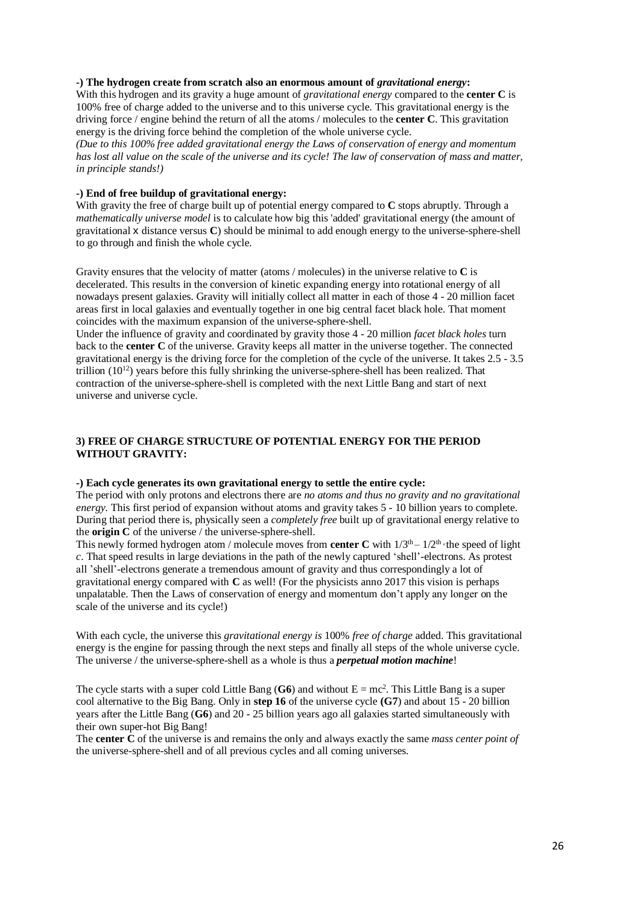**-) The hydrogen create from scratch also an enormous amount of *gravitational energy*:**
With this hydrogen and its gravity a huge amount of *gravitational energy* compared to the **center C** is 100% free of charge added to the universe and to this universe cycle. This gravitational energy is the driving force / engine behind the return of all the atoms / molecules to the **center C**. This gravitation energy is the driving force behind the completion of the whole universe cycle.
*(Due to this 100% free added gravitational energy the Laws of conservation of energy and momentum has lost all value on the scale of the universe and its cycle! The law of conservation of mass and matter, in principle stands!)*

**-) End of free buildup of gravitational energy:**
With gravity the free of charge built up of potential energy compared to **C** stops abruptly. Through a *mathematically universe model* is to calculate how big this 'added' gravitational energy (the amount of gravitational x distance versus **C**) should be minimal to add enough energy to the universe-sphere-shell to go through and finish the whole cycle.

Gravity ensures that the velocity of matter (atoms / molecules) in the universe relative to **C** is decelerated. This results in the conversion of kinetic expanding energy into rotational energy of all nowadays present galaxies. Gravity will initially collect all matter in each of those 4 - 20 million facet areas first in local galaxies and eventually together in one big central facet black hole. That moment coincides with the maximum expansion of the universe-sphere-shell.
Under the influence of gravity and coordinated by gravity those 4 - 20 million *facet black holes* turn back to the **center C** of the universe. Gravity keeps all matter in the universe together. The connected gravitational energy is the driving force for the completion of the cycle of the universe. It takes 2.5 - 3.5 trillion ($10^{12}$) years before this fully shrinking the universe-sphere-shell has been realized. That contraction of the universe-sphere-shell is completed with the next Little Bang and start of next universe and universe cycle.

## 3) FREE OF CHARGE STRUCTURE OF POTENTIAL ENERGY FOR THE PERIOD WITHOUT GRAVITY:

**-) Each cycle generates its own gravitational energy to settle the entire cycle:**
The period with only protons and electrons there are *no atoms and thus no gravity and no gravitational energy*. This first period of expansion without atoms and gravity takes 5 - 10 billion years to complete. During that period there is, physically seen a *completely free* built up of gravitational energy relative to the **origin C** of the universe / the universe-sphere-shell.
This newly formed hydrogen atom / molecule moves from **center C** with $1/3^{th} – 1/2^{th}$ the speed of light *c*. That speed results in large deviations in the path of the newly captured 'shell'-electrons. As protest all 'shell'-electrons generate a tremendous amount of gravity and thus correspondingly a lot of gravitational energy compared with **C** as well! (For the physicists anno 2017 this vision is perhaps unpalatable. Then the Laws of conservation of energy and momentum don't apply any longer on the scale of the universe and its cycle!)

With each cycle, the universe this *gravitational energy is* 100% *free of charge* added. This gravitational energy is the engine for passing through the next steps and finally all steps of the whole universe cycle. The universe / the universe-sphere-shell as a whole is thus a ***perpetual motion machine***!

The cycle starts with a super cold Little Bang (**G6**) and without $E = mc^2$. This Little Bang is a super cool alternative to the Big Bang. Only in **step 16** of the universe cycle **(G7)** and about 15 - 20 billion years after the Little Bang (**G6**) and 20 - 25 billion years ago all galaxies started simultaneously with their own super-hot Big Bang!
The **center C** of the universe is and remains the only and always exactly the same *mass center point of* the universe-sphere-shell and of all previous cycles and all coming universes.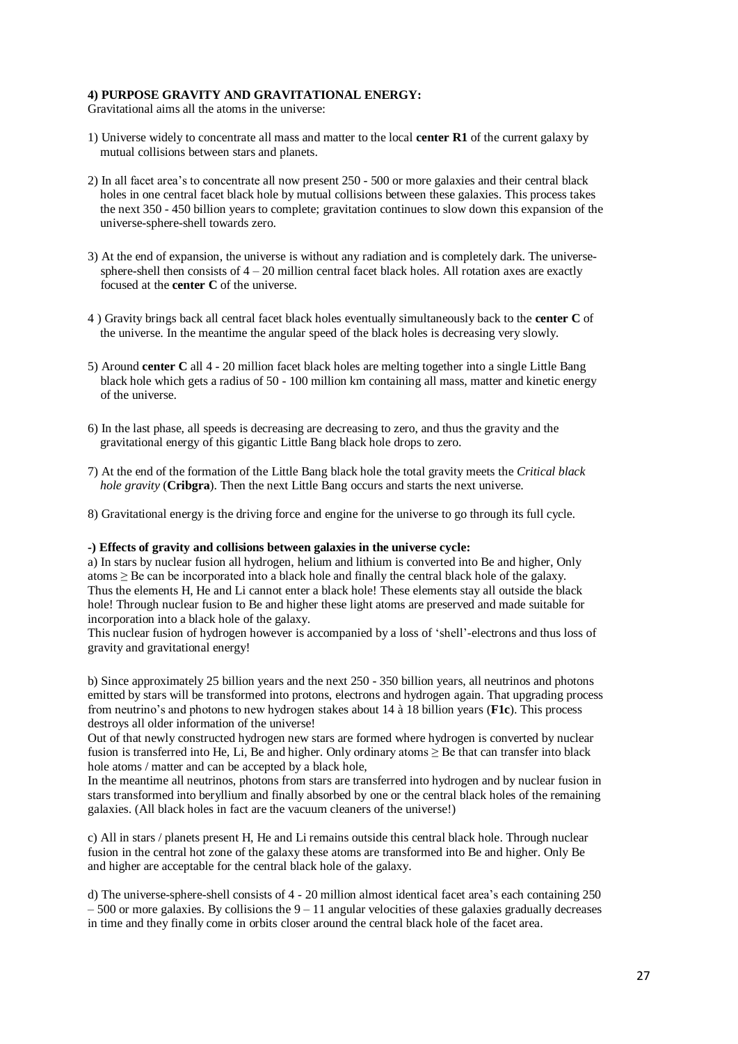**4) PURPOSE GRAVITY AND GRAVITATIONAL ENERGY:**

Gravitational aims all the atoms in the universe:

1) Universe widely to concentrate all mass and matter to the local **center R1** of the current galaxy by mutual collisions between stars and planets.

2) In all facet area's to concentrate all now present 250 - 500 or more galaxies and their central black holes in one central facet black hole by mutual collisions between these galaxies. This process takes the next 350 - 450 billion years to complete; gravitation continues to slow down this expansion of the universe-sphere-shell towards zero.

3) At the end of expansion, the universe is without any radiation and is completely dark. The universe-sphere-shell then consists of 4 – 20 million central facet black holes. All rotation axes are exactly focused at the **center C** of the universe.

4 ) Gravity brings back all central facet black holes eventually simultaneously back to the **center C** of the universe. In the meantime the angular speed of the black holes is decreasing very slowly.

5) Around **center C** all 4 - 20 million facet black holes are melting together into a single Little Bang black hole which gets a radius of 50 - 100 million km containing all mass, matter and kinetic energy of the universe.

6) In the last phase, all speeds is decreasing are decreasing to zero, and thus the gravity and the gravitational energy of this gigantic Little Bang black hole drops to zero.

7) At the end of the formation of the Little Bang black hole the total gravity meets the *Critical black hole gravity* (**Cribgra**). Then the next Little Bang occurs and starts the next universe.

8) Gravitational energy is the driving force and engine for the universe to go through its full cycle.

**-) Effects of gravity and collisions between galaxies in the universe cycle:**

a) In stars by nuclear fusion all hydrogen, helium and lithium is converted into Be and higher, Only atoms ≥ Be can be incorporated into a black hole and finally the central black hole of the galaxy. Thus the elements H, He and Li cannot enter a black hole! These elements stay all outside the black hole! Through nuclear fusion to Be and higher these light atoms are preserved and made suitable for incorporation into a black hole of the galaxy.
This nuclear fusion of hydrogen however is accompanied by a loss of 'shell'-electrons and thus loss of gravity and gravitational energy!

b) Since approximately 25 billion years and the next 250 - 350 billion years, all neutrinos and photons emitted by stars will be transformed into protons, electrons and hydrogen again. That upgrading process from neutrino's and photons to new hydrogen stakes about 14 à 18 billion years (**F1c**). This process destroys all older information of the universe!
Out of that newly constructed hydrogen new stars are formed where hydrogen is converted by nuclear fusion is transferred into He, Li, Be and higher. Only ordinary atoms ≥ Be that can transfer into black hole atoms / matter and can be accepted by a black hole,
In the meantime all neutrinos, photons from stars are transferred into hydrogen and by nuclear fusion in stars transformed into beryllium and finally absorbed by one or the central black holes of the remaining galaxies. (All black holes in fact are the vacuum cleaners of the universe!)

c) All in stars / planets present H, He and Li remains outside this central black hole. Through nuclear fusion in the central hot zone of the galaxy these atoms are transformed into Be and higher. Only Be and higher are acceptable for the central black hole of the galaxy.

d) The universe-sphere-shell consists of 4 - 20 million almost identical facet area's each containing 250 – 500 or more galaxies. By collisions the 9 – 11 angular velocities of these galaxies gradually decreases in time and they finally come in orbits closer around the central black hole of the facet area.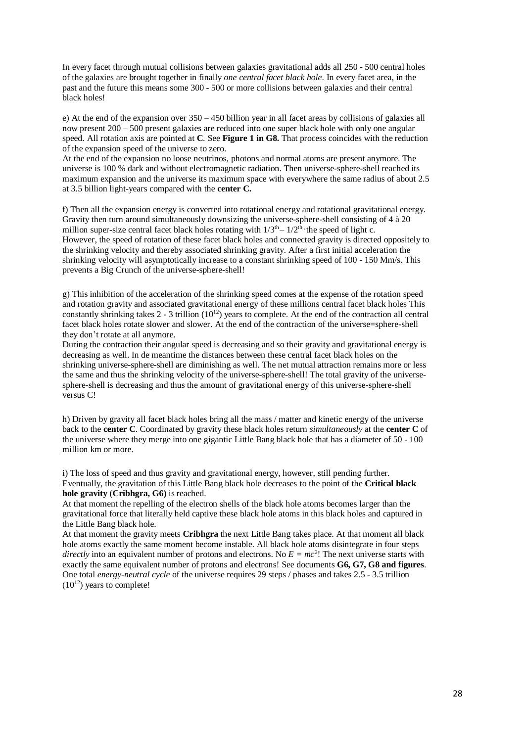In every facet through mutual collisions between galaxies gravitational adds all 250 - 500 central holes of the galaxies are brought together in finally *one central facet black hole*. In every facet area, in the past and the future this means some 300 - 500 or more collisions between galaxies and their central black holes!

e) At the end of the expansion over 350 – 450 billion year in all facet areas by collisions of galaxies all now present 200 – 500 present galaxies are reduced into one super black hole with only one angular speed. All rotation axis are pointed at **C**. See **Figure 1 in G8.** That process coincides with the reduction of the expansion speed of the universe to zero.
At the end of the expansion no loose neutrinos, photons and normal atoms are present anymore. The universe is 100 % dark and without electromagnetic radiation. Then universe-sphere-shell reached its maximum expansion and the universe its maximum space with everywhere the same radius of about 2.5 at 3.5 billion light-years compared with the **center C.**

f) Then all the expansion energy is converted into rotational energy and rotational gravitational energy. Gravity then turn around simultaneously downsizing the universe-sphere-shell consisting of 4 à 20 million super-size central facet black holes rotating with $1/3^{th} – 1/2^{th}$ the speed of light c.
However, the speed of rotation of these facet black holes and connected gravity is directed oppositely to the shrinking velocity and thereby associated shrinking gravity. After a first initial acceleration the shrinking velocity will asymptotically increase to a constant shrinking speed of 100 - 150 Mm/s. This prevents a Big Crunch of the universe-sphere-shell!

g) This inhibition of the acceleration of the shrinking speed comes at the expense of the rotation speed and rotation gravity and associated gravitational energy of these millions central facet black holes This constantly shrinking takes 2 - 3 trillion ($10^{12}$) years to complete. At the end of the contraction all central facet black holes rotate slower and slower. At the end of the contraction of the universe=sphere-shell they don't rotate at all anymore.
During the contraction their angular speed is decreasing and so their gravity and gravitational energy is decreasing as well. In de meantime the distances between these central facet black holes on the shrinking universe-sphere-shell are diminishing as well. The net mutual attraction remains more or less the same and thus the shrinking velocity of the universe-sphere-shell! The total gravity of the universe-sphere-shell is decreasing and thus the amount of gravitational energy of this universe-sphere-shell versus C!

h) Driven by gravity all facet black holes bring all the mass / matter and kinetic energy of the universe back to the **center C**. Coordinated by gravity these black holes return *simultaneously* at the **center C** of the universe where they merge into one gigantic Little Bang black hole that has a diameter of 50 - 100 million km or more.

i) The loss of speed and thus gravity and gravitational energy, however, still pending further.
Eventually, the gravitation of this Little Bang black hole decreases to the point of the **Critical black hole gravity** (**Cribhgra, G6)** is reached.
At that moment the repelling of the electron shells of the black hole atoms becomes larger than the gravitational force that literally held captive these black hole atoms in this black holes and captured in the Little Bang black hole.
At that moment the gravity meets **Cribhgra** the next Little Bang takes place. At that moment all black hole atoms exactly the same moment become instable. All black hole atoms disintegrate in four steps *directly* into an equivalent number of protons and electrons. No $E = mc^2$! The next universe starts with exactly the same equivalent number of protons and electrons! See documents **G6, G7, G8 and figures**.
One total *energy-neutral cycle* of the universe requires 29 steps / phases and takes 2.5 - 3.5 trillion ($10^{12}$) years to complete!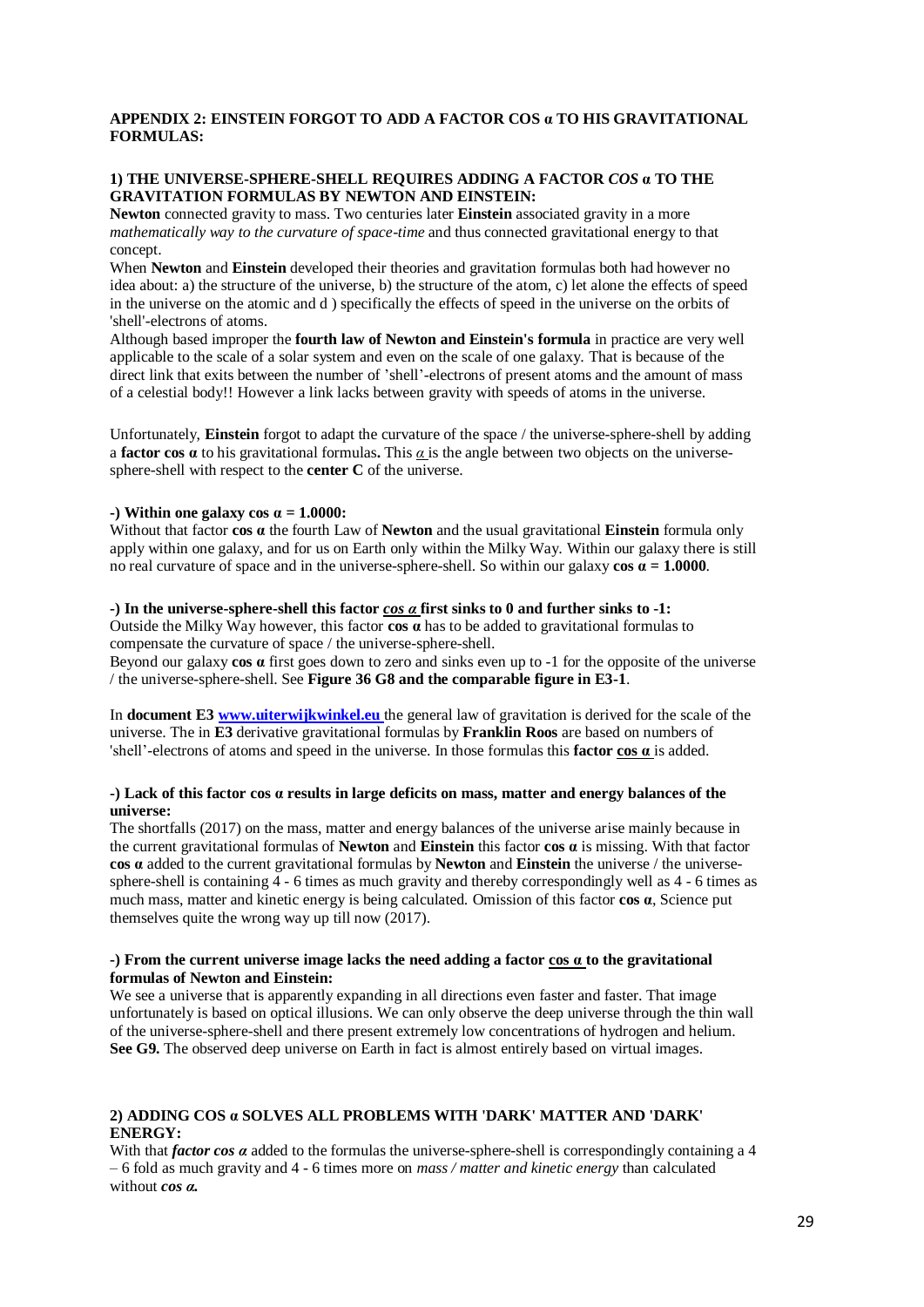## APPENDIX 2: EINSTEIN FORGOT TO ADD A FACTOR COS α TO HIS GRAVITATIONAL FORMULAS:

### 1) THE UNIVERSE-SPHERE-SHELL REQUIRES ADDING A FACTOR *COS* α TO THE GRAVITATION FORMULAS BY NEWTON AND EINSTEIN:

**Newton** connected gravity to mass. Two centuries later **Einstein** associated gravity in a more *mathematically way to the curvature of space-time* and thus connected gravitational energy to that concept.

When **Newton** and **Einstein** developed their theories and gravitation formulas both had however no idea about: a) the structure of the universe, b) the structure of the atom, c) let alone the effects of speed in the universe on the atomic and d ) specifically the effects of speed in the universe on the orbits of 'shell'-electrons of atoms.

Although based improper the **fourth law of Newton and Einstein's formula** in practice are very well applicable to the scale of a solar system and even on the scale of one galaxy. That is because of the direct link that exits between the number of 'shell'-electrons of present atoms and the amount of mass of a celestial body!! However a link lacks between gravity with speeds of atoms in the universe.

Unfortunately, **Einstein** forgot to adapt the curvature of the space / the universe-sphere-shell by adding a **factor cos α** to his gravitational formulas**.** This *α* is the angle between two objects on the universe-sphere-shell with respect to the **center C** of the universe.

**-) Within one galaxy cos α = 1.0000:**

Without that factor **cos α** the fourth Law of **Newton** and the usual gravitational **Einstein** formula only apply within one galaxy, and for us on Earth only within the Milky Way. Within our galaxy there is still no real curvature of space and in the universe-sphere-shell. So within our galaxy **cos α = 1.0000**.

**-) In the universe-sphere-shell this factor *cos α* first sinks to 0 and further sinks to -1:**

Outside the Milky Way however, this factor **cos α** has to be added to gravitational formulas to compensate the curvature of space / the universe-sphere-shell.

Beyond our galaxy **cos α** first goes down to zero and sinks even up to -1 for the opposite of the universe / the universe-sphere-shell. See **Figure 36 G8 and the comparable figure in E3-1**.

In **document E3 www.uiterwijkwinkel.eu** the general law of gravitation is derived for the scale of the universe. The in **E3** derivative gravitational formulas by **Franklin Roos** are based on numbers of 'shell'-electrons of atoms and speed in the universe. In those formulas this **factor cos α** is added.

**-) Lack of this factor cos α results in large deficits on mass, matter and energy balances of the universe:**

The shortfalls (2017) on the mass, matter and energy balances of the universe arise mainly because in the current gravitational formulas of **Newton** and **Einstein** this factor **cos α** is missing. With that factor **cos α** added to the current gravitational formulas by **Newton** and **Einstein** the universe / the universe-sphere-shell is containing 4 - 6 times as much gravity and thereby correspondingly well as 4 - 6 times as much mass, matter and kinetic energy is being calculated. Omission of this factor **cos α**, Science put themselves quite the wrong way up till now (2017).

**-) From the current universe image lacks the need adding a factor cos α to the gravitational formulas of Newton and Einstein:**

We see a universe that is apparently expanding in all directions even faster and faster. That image unfortunately is based on optical illusions. We can only observe the deep universe through the thin wall of the universe-sphere-shell and there present extremely low concentrations of hydrogen and helium. **See G9.** The observed deep universe on Earth in fact is almost entirely based on virtual images.

### 2) ADDING COS α SOLVES ALL PROBLEMS WITH 'DARK' MATTER AND 'DARK' ENERGY:

With that ***factor cos α*** added to the formulas the universe-sphere-shell is correspondingly containing a 4 – 6 fold as much gravity and 4 - 6 times more on *mass / matter and kinetic energy* than calculated without ***cos α.***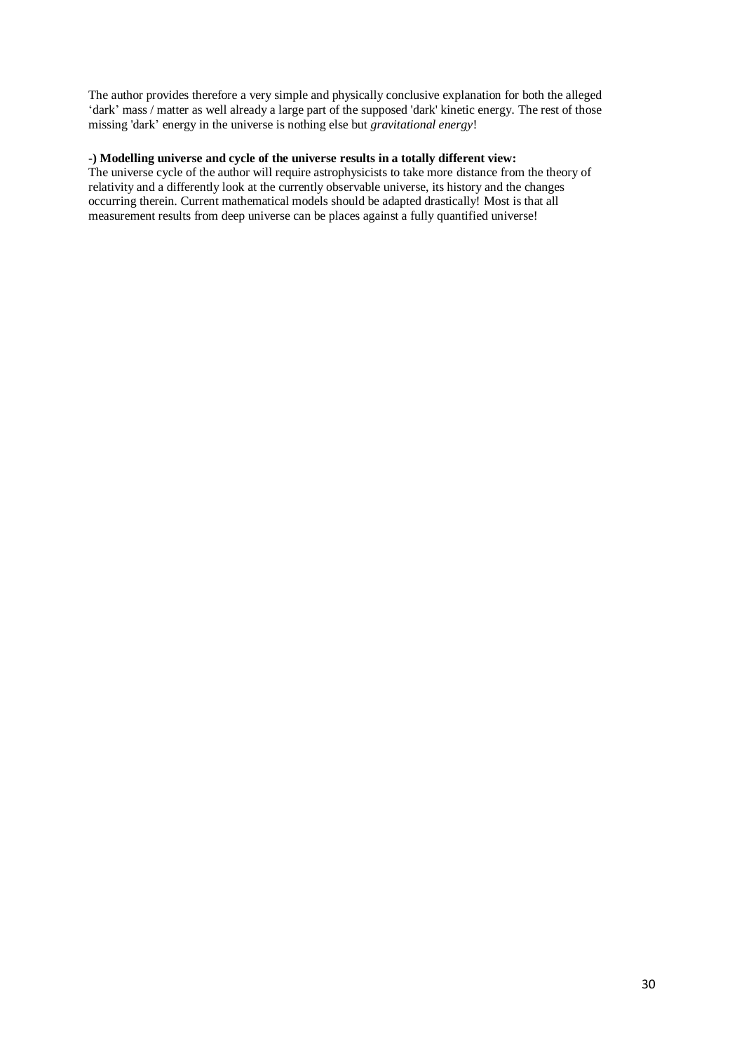The author provides therefore a very simple and physically conclusive explanation for both the alleged 'dark' mass / matter as well already a large part of the supposed 'dark' kinetic energy. The rest of those missing 'dark' energy in the universe is nothing else but *gravitational energy*!

**-) Modelling universe and cycle of the universe results in a totally different view:**

The universe cycle of the author will require astrophysicists to take more distance from the theory of relativity and a differently look at the currently observable universe, its history and the changes occurring therein. Current mathematical models should be adapted drastically! Most is that all measurement results from deep universe can be places against a fully quantified universe!